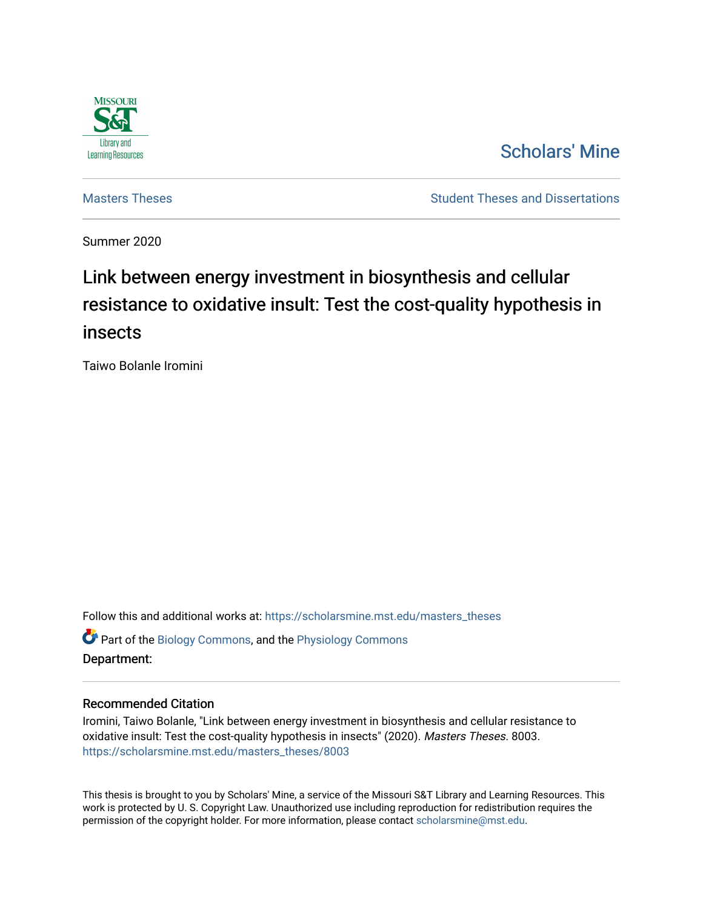Scholars' Mine

Masters Theses

Student Theses and Dissertations

Summer 2020

# Link between energy investment in biosynthesis and cellular resistance to oxidative insult: Test the cost-quality hypothesis in insects

Taiwo Bolanle Iromini

Follow this and additional works at: https://scholarsmine.mst.edu/masters_theses

Part of the Biology Commons, and the Physiology Commons

**Department:**

## Recommended Citation

Iromini, Taiwo Bolanle, "Link between energy investment in biosynthesis and cellular resistance to oxidative insult: Test the cost-quality hypothesis in insects" (2020). *Masters Theses*. 8003.
https://scholarsmine.mst.edu/masters_theses/8003

This thesis is brought to you by Scholars' Mine, a service of the Missouri S&T Library and Learning Resources. This work is protected by U. S. Copyright Law. Unauthorized use including reproduction for redistribution requires the permission of the copyright holder. For more information, please contact scholarsmine@mst.edu.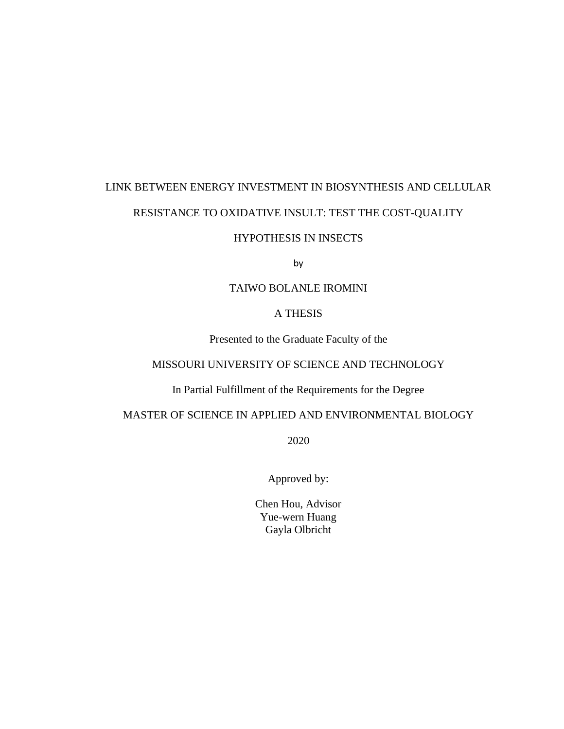LINK BETWEEN ENERGY INVESTMENT IN BIOSYNTHESIS AND CELLULAR RESISTANCE TO OXIDATIVE INSULT: TEST THE COST-QUALITY HYPOTHESIS IN INSECTS

by

TAIWO BOLANLE IROMINI

A THESIS

Presented to the Graduate Faculty of the

MISSOURI UNIVERSITY OF SCIENCE AND TECHNOLOGY

In Partial Fulfillment of the Requirements for the Degree

MASTER OF SCIENCE IN APPLIED AND ENVIRONMENTAL BIOLOGY

2020

Approved by:

Chen Hou, Advisor
Yue-wern Huang
Gayla Olbricht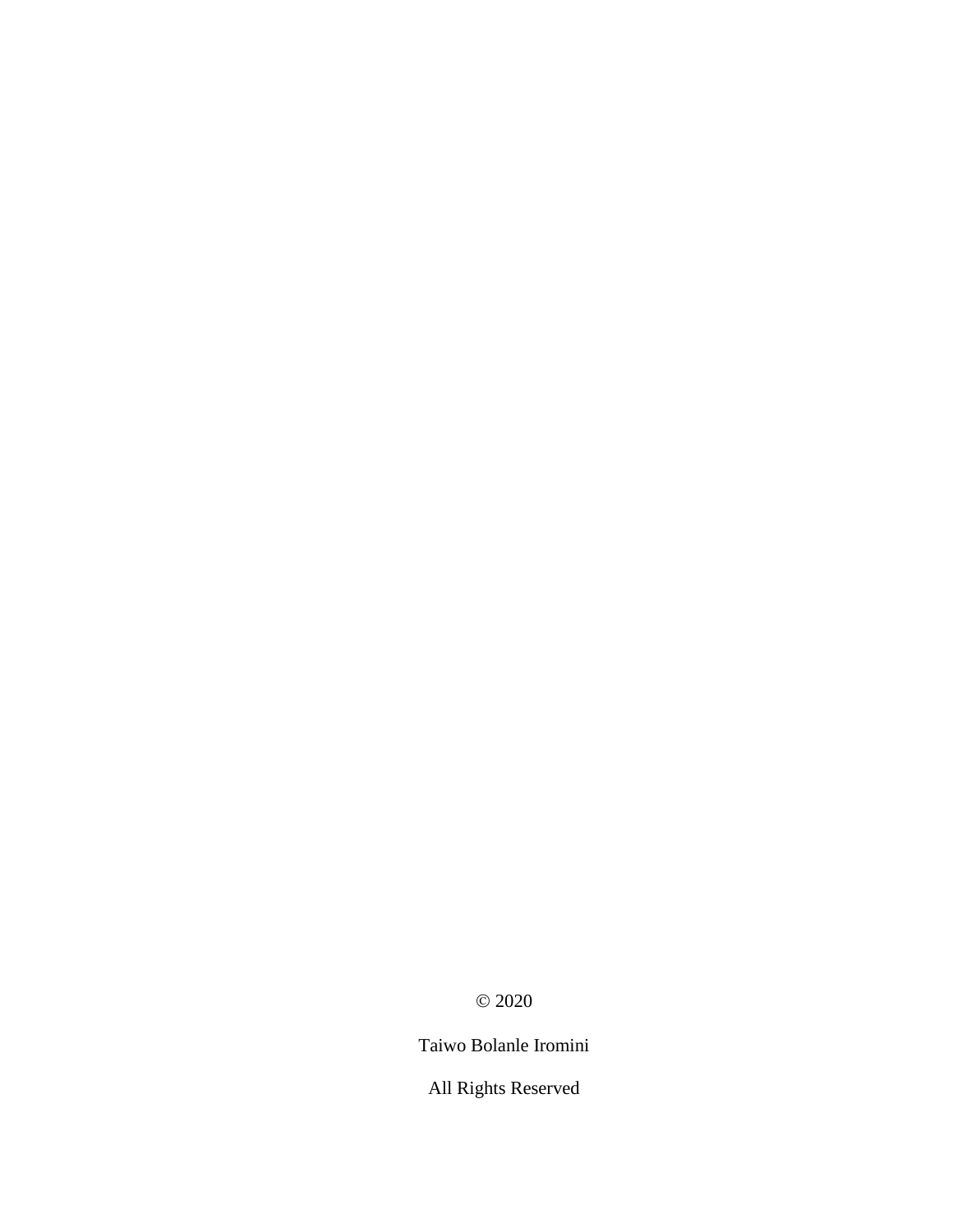© 2020

Taiwo Bolanle Iromini

All Rights Reserved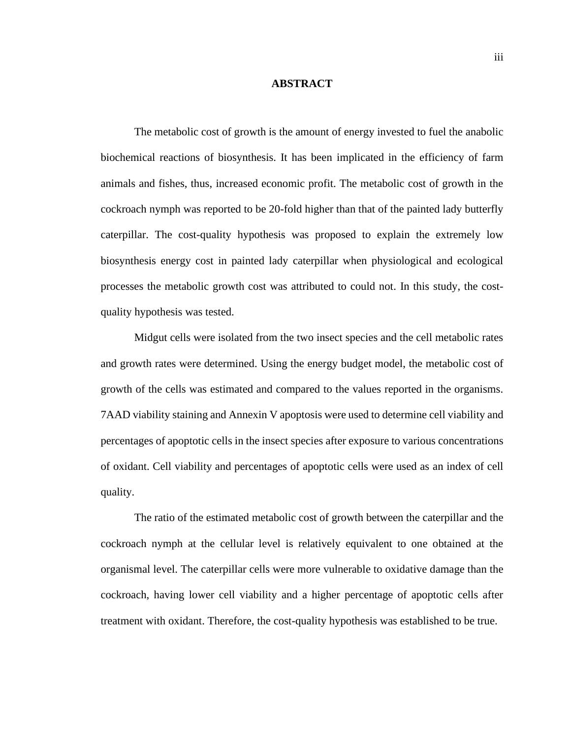# ABSTRACT

The metabolic cost of growth is the amount of energy invested to fuel the anabolic biochemical reactions of biosynthesis. It has been implicated in the efficiency of farm animals and fishes, thus, increased economic profit. The metabolic cost of growth in the cockroach nymph was reported to be 20-fold higher than that of the painted lady butterfly caterpillar. The cost-quality hypothesis was proposed to explain the extremely low biosynthesis energy cost in painted lady caterpillar when physiological and ecological processes the metabolic growth cost was attributed to could not. In this study, the cost-quality hypothesis was tested.

Midgut cells were isolated from the two insect species and the cell metabolic rates and growth rates were determined. Using the energy budget model, the metabolic cost of growth of the cells was estimated and compared to the values reported in the organisms. 7AAD viability staining and Annexin V apoptosis were used to determine cell viability and percentages of apoptotic cells in the insect species after exposure to various concentrations of oxidant. Cell viability and percentages of apoptotic cells were used as an index of cell quality.

The ratio of the estimated metabolic cost of growth between the caterpillar and the cockroach nymph at the cellular level is relatively equivalent to one obtained at the organismal level. The caterpillar cells were more vulnerable to oxidative damage than the cockroach, having lower cell viability and a higher percentage of apoptotic cells after treatment with oxidant. Therefore, the cost-quality hypothesis was established to be true.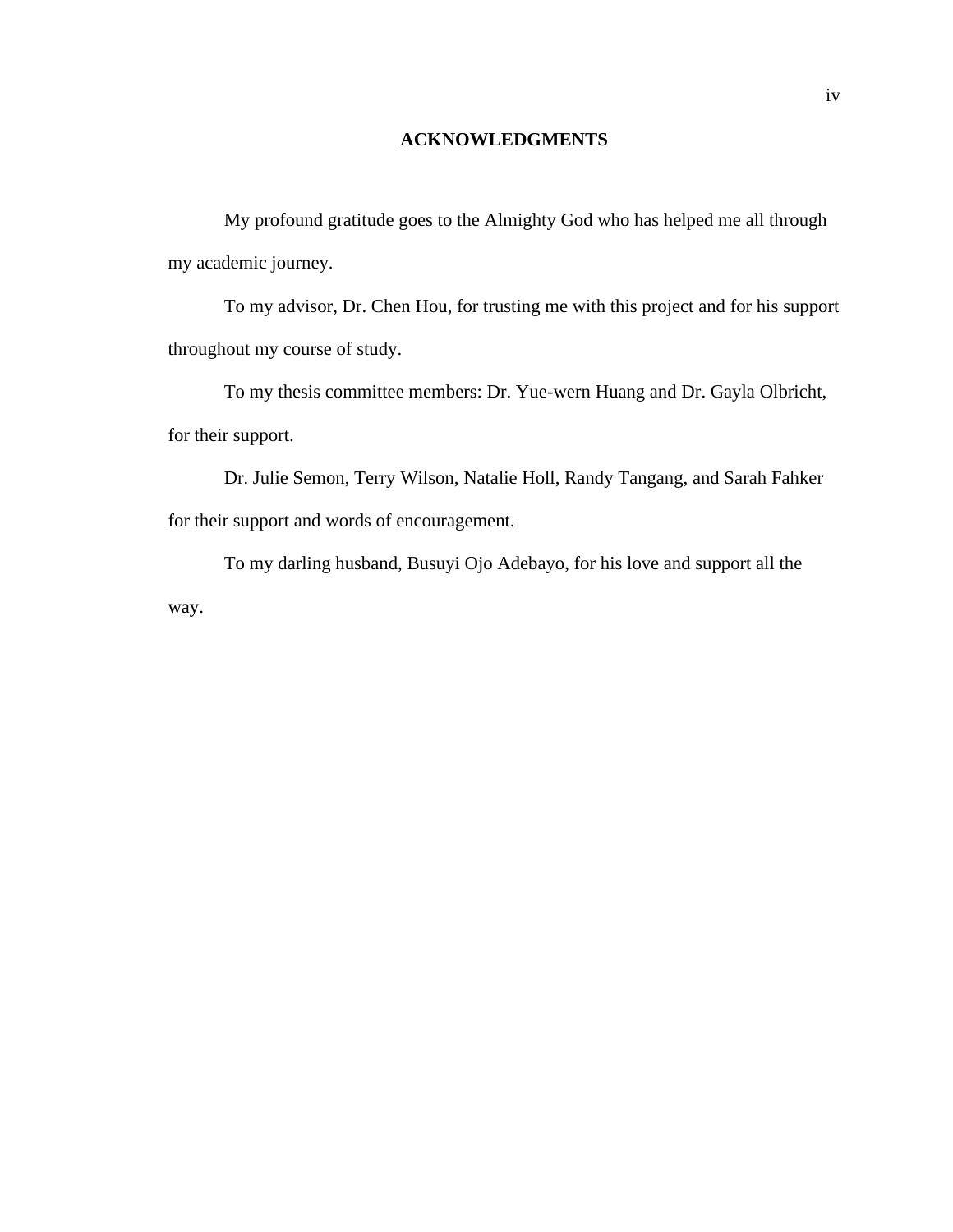# ACKNOWLEDGMENTS

My profound gratitude goes to the Almighty God who has helped me all through my academic journey.

To my advisor, Dr. Chen Hou, for trusting me with this project and for his support throughout my course of study.

To my thesis committee members: Dr. Yue-wern Huang and Dr. Gayla Olbricht, for their support.

Dr. Julie Semon, Terry Wilson, Natalie Holl, Randy Tangang, and Sarah Fahker for their support and words of encouragement.

To my darling husband, Busuyi Ojo Adebayo, for his love and support all the way.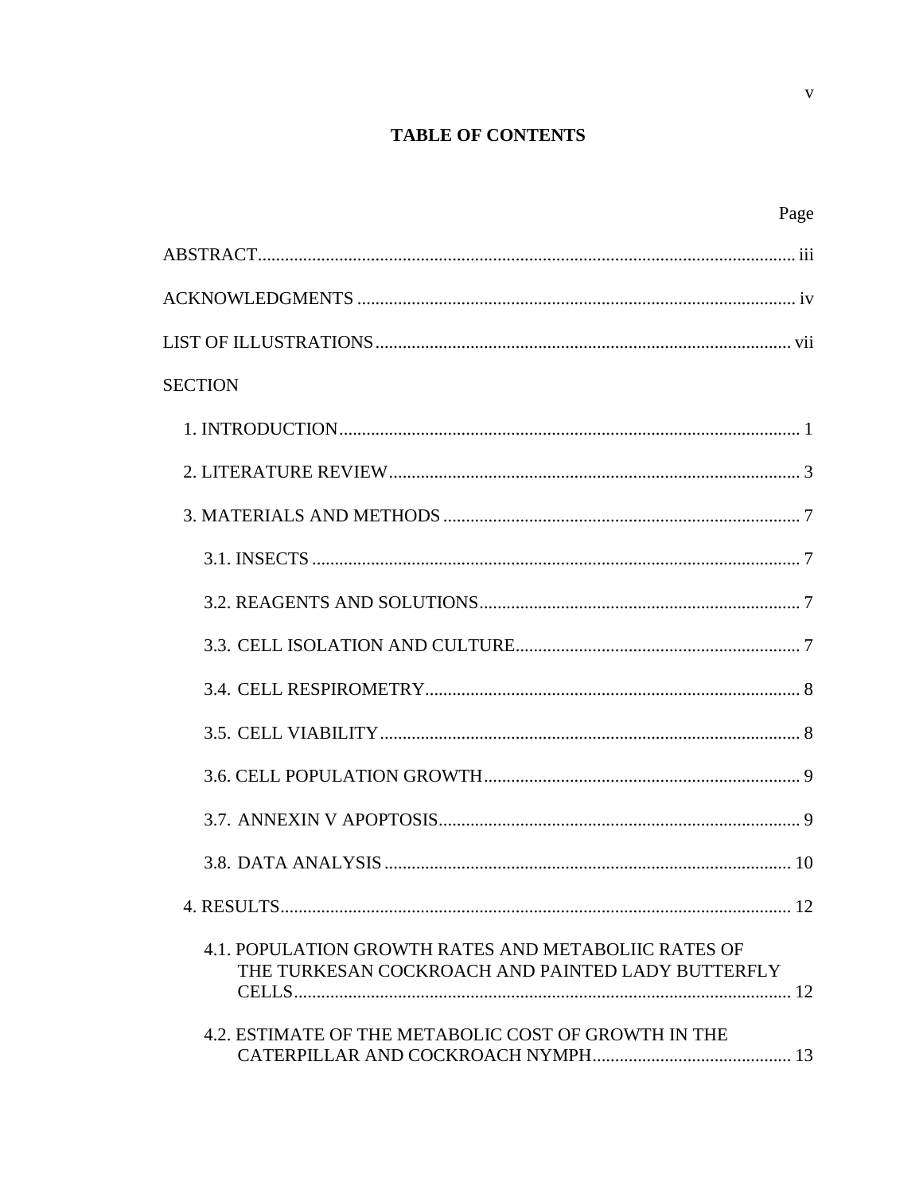# TABLE OF CONTENTS

Page

ABSTRACT ............................................................................................................ iii

ACKNOWLEDGMENTS ........................................................................................ iv

LIST OF ILLUSTRATIONS .................................................................................... vii

SECTION

1. INTRODUCTION ............................................................................................. 1

2. LITERATURE REVIEW ................................................................................... 3

3. MATERIALS AND METHODS ....................................................................... 7

3.1. INSECTS ..................................................................................................... 7

3.2. REAGENTS AND SOLUTIONS .................................................................. 7

3.3. CELL ISOLATION AND CULTURE ........................................................... 7

3.4. CELL RESPIROMETRY .............................................................................. 8

3.5. CELL VIABILITY ........................................................................................ 8

3.6. CELL POPULATION GROWTH .................................................................. 9

3.7. ANNEXIN V APOPTOSIS ........................................................................... 9

3.8. DATA ANALYSIS ...................................................................................... 10

4. RESULTS ........................................................................................................ 12

4.1. POPULATION GROWTH RATES AND METABOLIIC RATES OF THE TURKESAN COCKROACH AND PAINTED LADY BUTTERFLY CELLS ...................................................................................................... 12

4.2. ESTIMATE OF THE METABOLIC COST OF GROWTH IN THE CATERPILLAR AND COCKROACH NYMPH ............................................ 13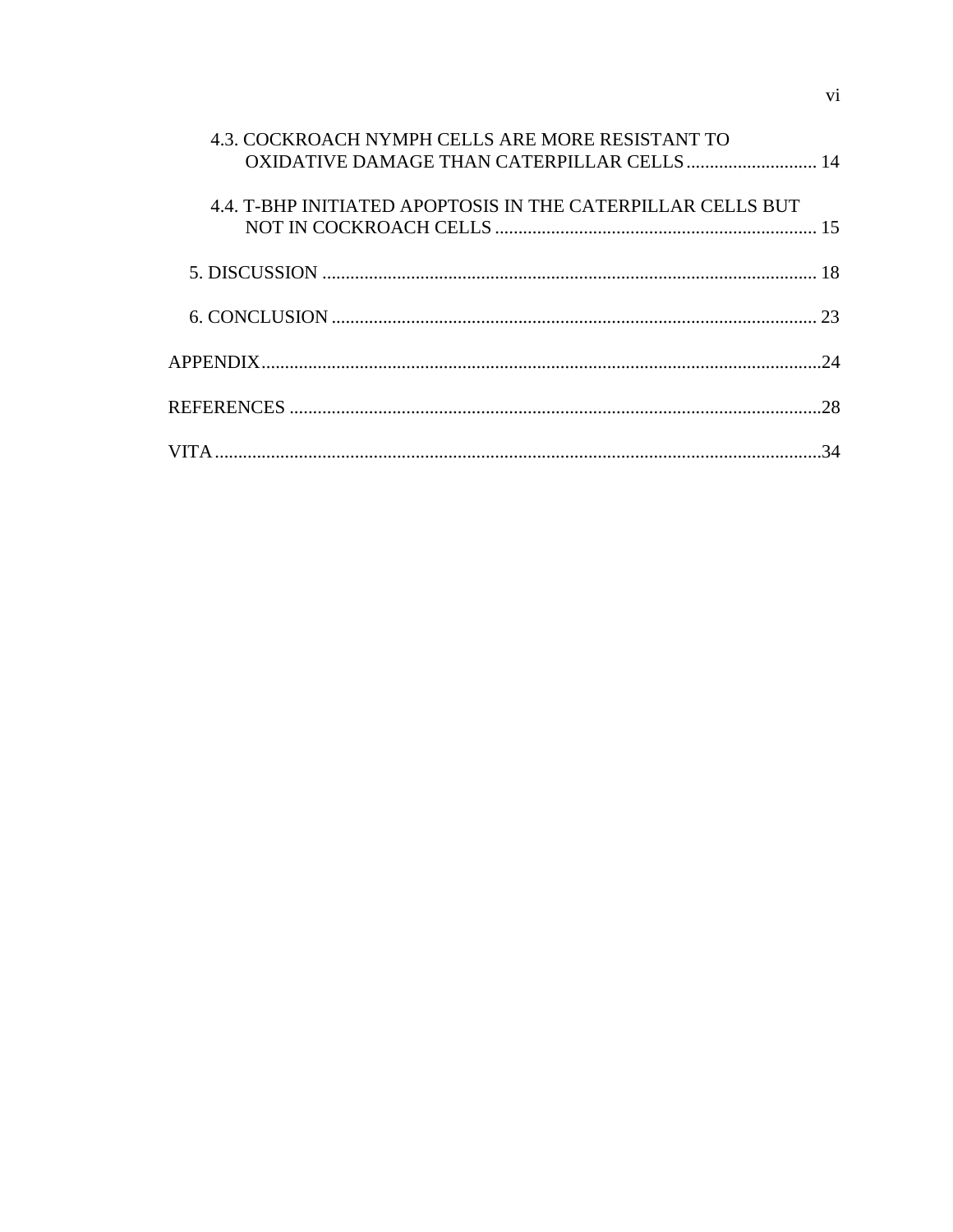4.3. COCKROACH NYMPH CELLS ARE MORE RESISTANT TO OXIDATIVE DAMAGE THAN CATERPILLAR CELLS ............................ 14

4.4. T-BHP INITIATED APOPTOSIS IN THE CATERPILLAR CELLS BUT NOT IN COCKROACH CELLS ..................................................................... 15

5. DISCUSSION ......................................................................................................... 18

6. CONCLUSION ....................................................................................................... 23

APPENDIX........................................................................................................................24

REFERENCES ..................................................................................................................28

VITA..................................................................................................................................34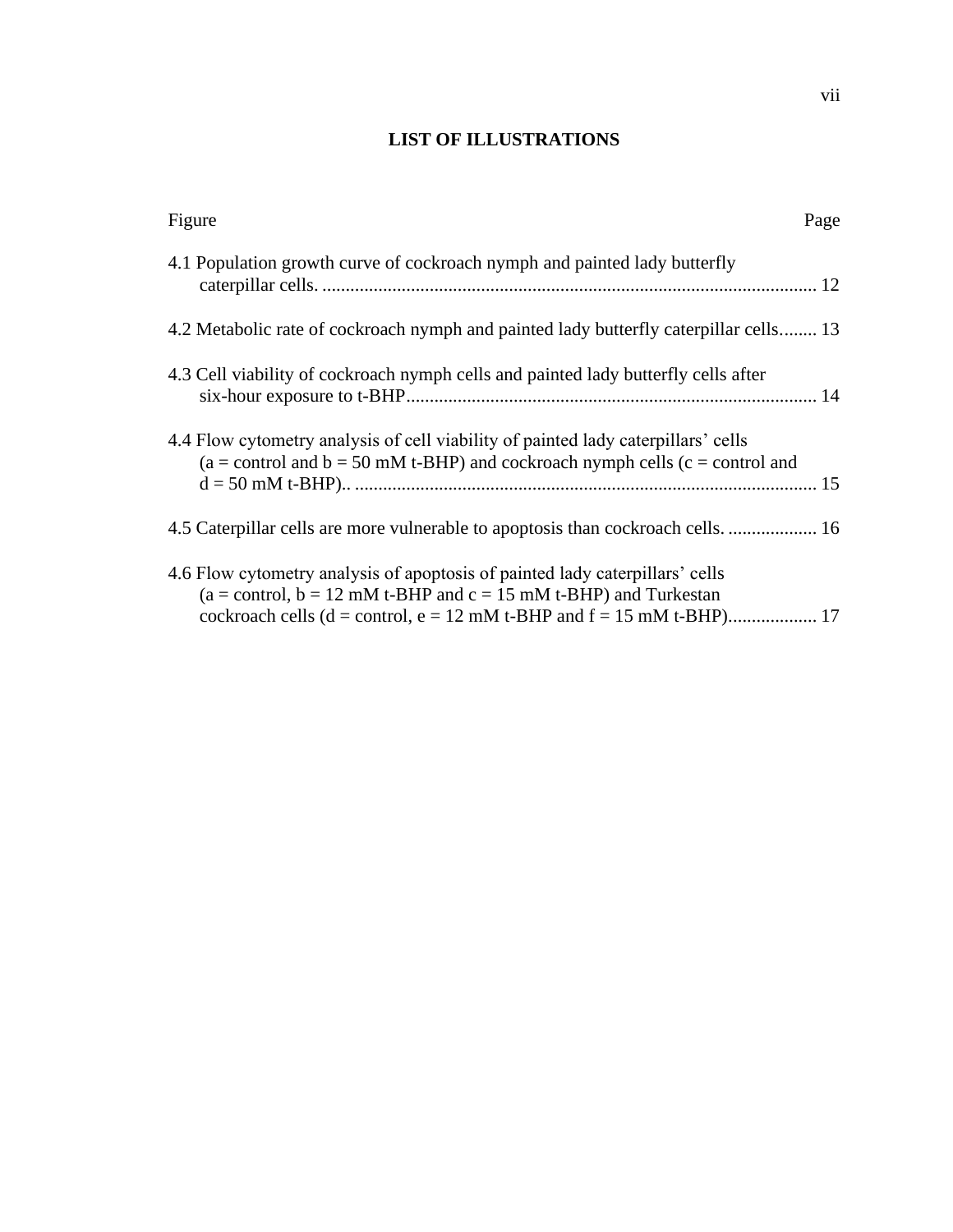## LIST OF ILLUSTRATIONS

| Figure | Page |
|---|---|
| 4.1 Population growth curve of cockroach nymph and painted lady butterfly caterpillar cells. | 12 |
| 4.2 Metabolic rate of cockroach nymph and painted lady butterfly caterpillar cells. | 13 |
| 4.3 Cell viability of cockroach nymph cells and painted lady butterfly cells after six-hour exposure to t-BHP | 14 |
| 4.4 Flow cytometry analysis of cell viability of painted lady caterpillars' cells (a = control and b = 50 mM t-BHP) and cockroach nymph cells (c = control and d = 50 mM t-BHP).. | 15 |
| 4.5 Caterpillar cells are more vulnerable to apoptosis than cockroach cells. | 16 |
| 4.6 Flow cytometry analysis of apoptosis of painted lady caterpillars' cells (a = control, b = 12 mM t-BHP and c = 15 mM t-BHP) and Turkestan cockroach cells (d = control, e = 12 mM t-BHP and f = 15 mM t-BHP) | 17 |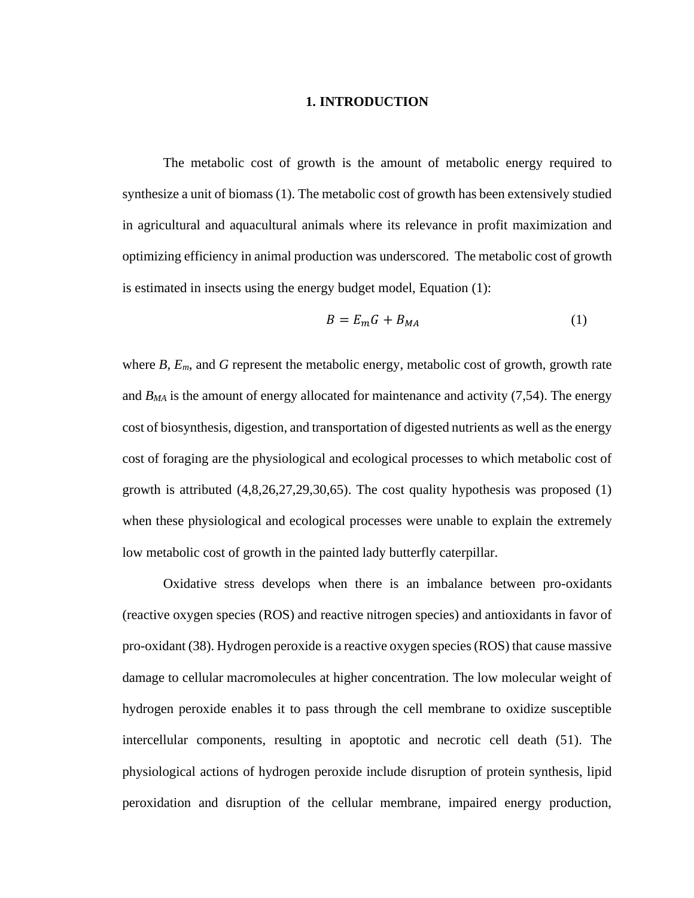# 1. INTRODUCTION

The metabolic cost of growth is the amount of metabolic energy required to synthesize a unit of biomass (1). The metabolic cost of growth has been extensively studied in agricultural and aquacultural animals where its relevance in profit maximization and optimizing efficiency in animal production was underscored. The metabolic cost of growth is estimated in insects using the energy budget model, Equation (1):

$$B = E_m G + B_{MA} \tag{1}$$

where $B$, $E_m$, and $G$ represent the metabolic energy, metabolic cost of growth, growth rate and $B_{MA}$ is the amount of energy allocated for maintenance and activity (7,54). The energy cost of biosynthesis, digestion, and transportation of digested nutrients as well as the energy cost of foraging are the physiological and ecological processes to which metabolic cost of growth is attributed (4,8,26,27,29,30,65). The cost quality hypothesis was proposed (1) when these physiological and ecological processes were unable to explain the extremely low metabolic cost of growth in the painted lady butterfly caterpillar.

Oxidative stress develops when there is an imbalance between pro-oxidants (reactive oxygen species (ROS) and reactive nitrogen species) and antioxidants in favor of pro-oxidant (38). Hydrogen peroxide is a reactive oxygen species (ROS) that cause massive damage to cellular macromolecules at higher concentration. The low molecular weight of hydrogen peroxide enables it to pass through the cell membrane to oxidize susceptible intercellular components, resulting in apoptotic and necrotic cell death (51). The physiological actions of hydrogen peroxide include disruption of protein synthesis, lipid peroxidation and disruption of the cellular membrane, impaired energy production,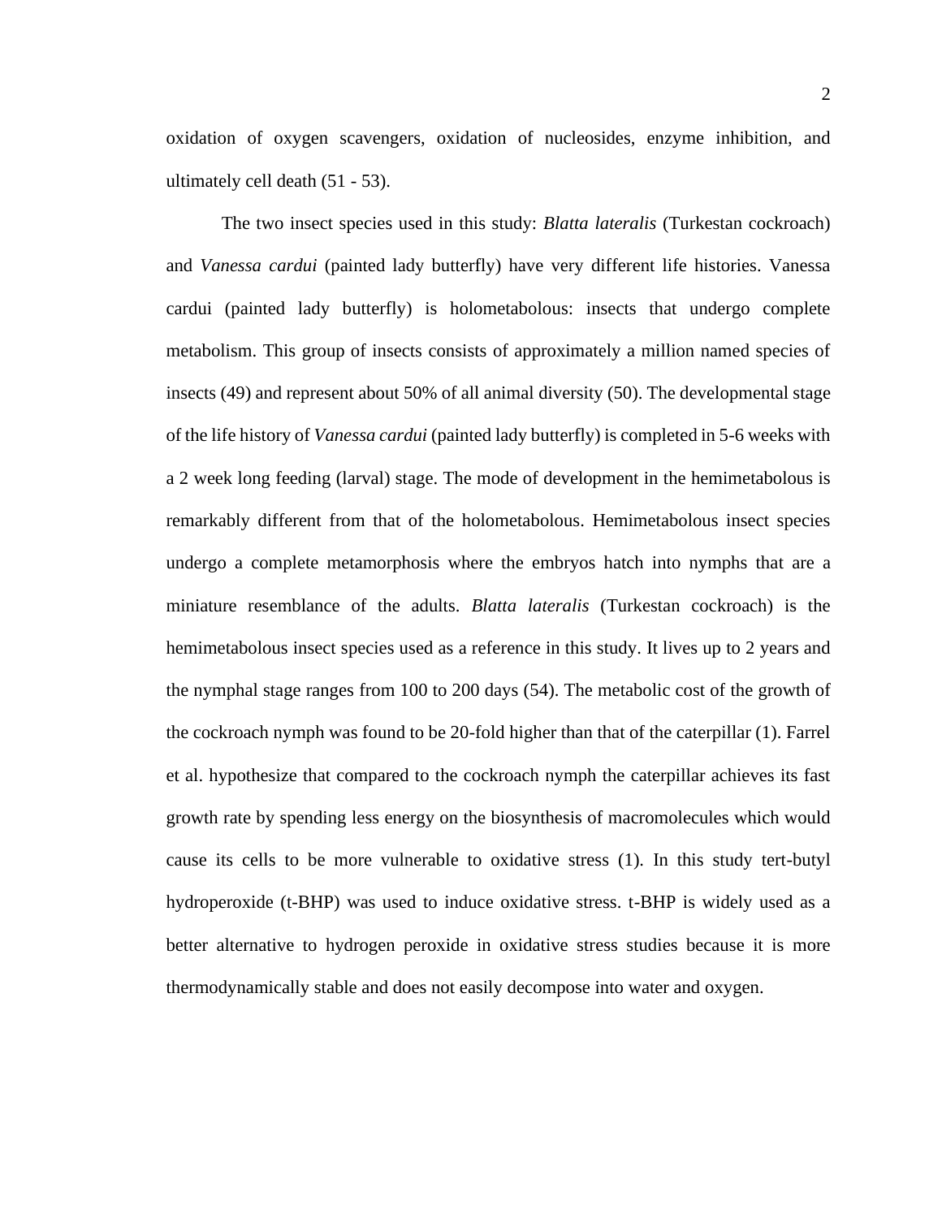oxidation of oxygen scavengers, oxidation of nucleosides, enzyme inhibition, and ultimately cell death (51 - 53).

The two insect species used in this study: *Blatta lateralis* (Turkestan cockroach) and *Vanessa cardui* (painted lady butterfly) have very different life histories. Vanessa cardui (painted lady butterfly) is holometabolous: insects that undergo complete metabolism. This group of insects consists of approximately a million named species of insects (49) and represent about 50% of all animal diversity (50). The developmental stage of the life history of *Vanessa cardui* (painted lady butterfly) is completed in 5-6 weeks with a 2 week long feeding (larval) stage. The mode of development in the hemimetabolous is remarkably different from that of the holometabolous. Hemimetabolous insect species undergo a complete metamorphosis where the embryos hatch into nymphs that are a miniature resemblance of the adults. *Blatta lateralis* (Turkestan cockroach) is the hemimetabolous insect species used as a reference in this study. It lives up to 2 years and the nymphal stage ranges from 100 to 200 days (54). The metabolic cost of the growth of the cockroach nymph was found to be 20-fold higher than that of the caterpillar (1). Farrel et al. hypothesize that compared to the cockroach nymph the caterpillar achieves its fast growth rate by spending less energy on the biosynthesis of macromolecules which would cause its cells to be more vulnerable to oxidative stress (1). In this study tert-butyl hydroperoxide (t-BHP) was used to induce oxidative stress. t-BHP is widely used as a better alternative to hydrogen peroxide in oxidative stress studies because it is more thermodynamically stable and does not easily decompose into water and oxygen.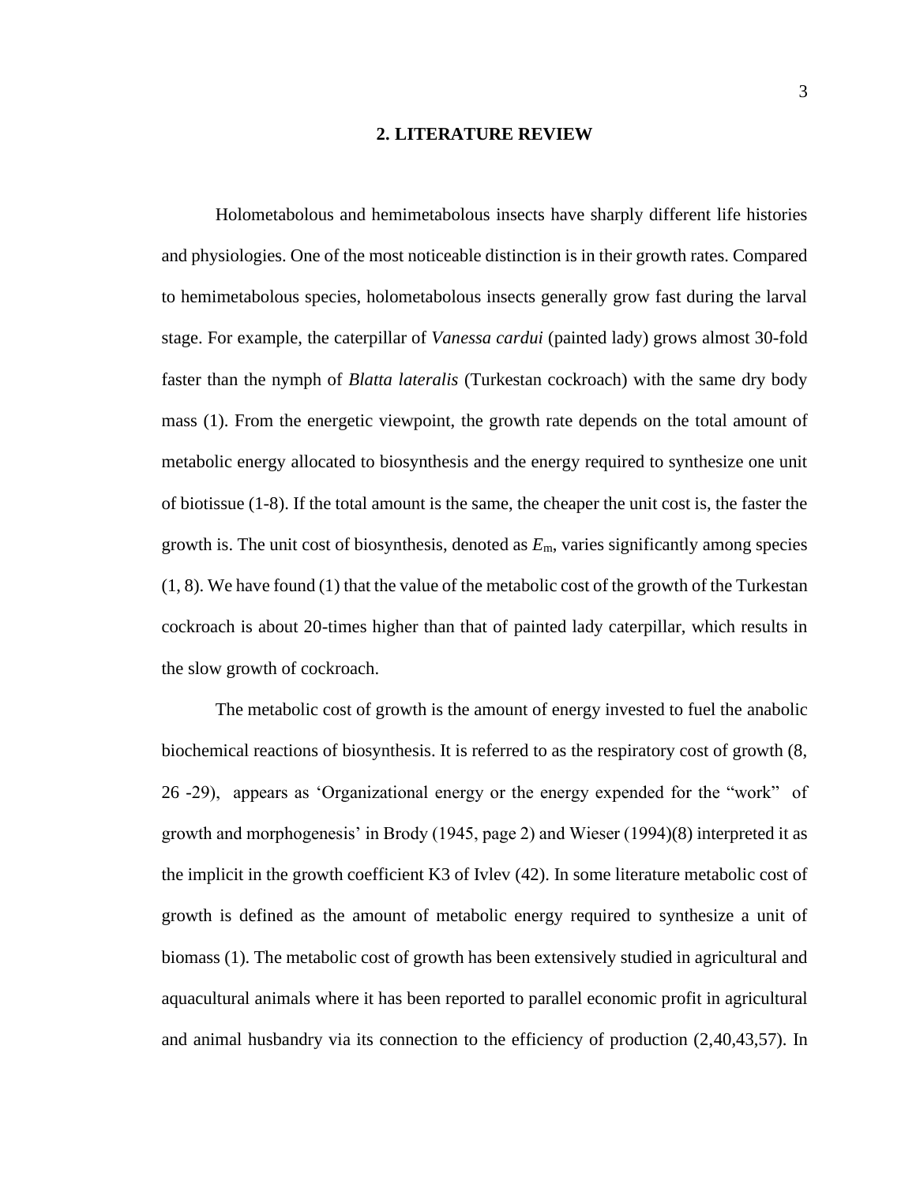## 2. LITERATURE REVIEW

Holometabolous and hemimetabolous insects have sharply different life histories and physiologies. One of the most noticeable distinction is in their growth rates. Compared to hemimetabolous species, holometabolous insects generally grow fast during the larval stage. For example, the caterpillar of *Vanessa cardui* (painted lady) grows almost 30-fold faster than the nymph of *Blatta lateralis* (Turkestan cockroach) with the same dry body mass (1). From the energetic viewpoint, the growth rate depends on the total amount of metabolic energy allocated to biosynthesis and the energy required to synthesize one unit of biotissue (1-8). If the total amount is the same, the cheaper the unit cost is, the faster the growth is. The unit cost of biosynthesis, denoted as $E_m$, varies significantly among species (1, 8). We have found (1) that the value of the metabolic cost of the growth of the Turkestan cockroach is about 20-times higher than that of painted lady caterpillar, which results in the slow growth of cockroach.

The metabolic cost of growth is the amount of energy invested to fuel the anabolic biochemical reactions of biosynthesis. It is referred to as the respiratory cost of growth (8, 26 -29), appears as 'Organizational energy or the energy expended for the "work" of growth and morphogenesis' in Brody (1945, page 2) and Wieser (1994)(8) interpreted it as the implicit in the growth coefficient K3 of Ivlev (42). In some literature metabolic cost of growth is defined as the amount of metabolic energy required to synthesize a unit of biomass (1). The metabolic cost of growth has been extensively studied in agricultural and aquacultural animals where it has been reported to parallel economic profit in agricultural and animal husbandry via its connection to the efficiency of production (2,40,43,57). In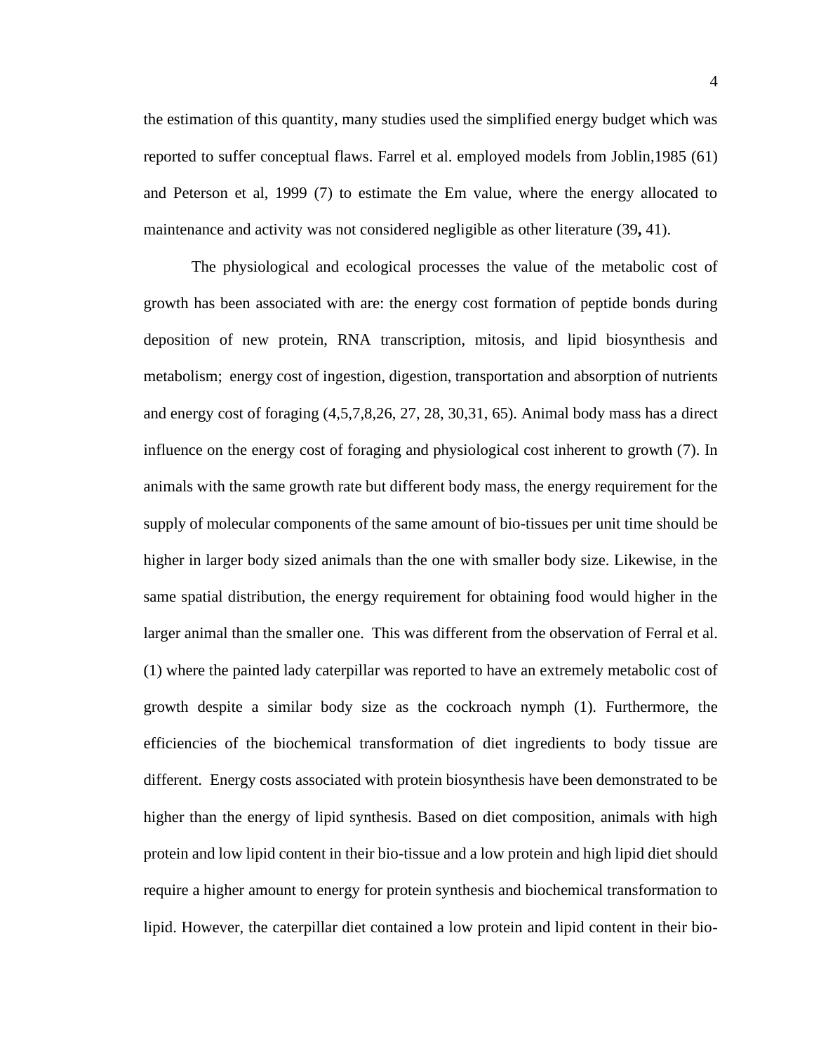the estimation of this quantity, many studies used the simplified energy budget which was reported to suffer conceptual flaws. Farrel et al. employed models from Joblin,1985 (61) and Peterson et al, 1999 (7) to estimate the Em value, where the energy allocated to maintenance and activity was not considered negligible as other literature (39**,** 41).

The physiological and ecological processes the value of the metabolic cost of growth has been associated with are: the energy cost formation of peptide bonds during deposition of new protein, RNA transcription, mitosis, and lipid biosynthesis and metabolism; energy cost of ingestion, digestion, transportation and absorption of nutrients and energy cost of foraging (4,5,7,8,26, 27, 28, 30,31, 65). Animal body mass has a direct influence on the energy cost of foraging and physiological cost inherent to growth (7). In animals with the same growth rate but different body mass, the energy requirement for the supply of molecular components of the same amount of bio-tissues per unit time should be higher in larger body sized animals than the one with smaller body size. Likewise, in the same spatial distribution, the energy requirement for obtaining food would higher in the larger animal than the smaller one. This was different from the observation of Ferral et al. (1) where the painted lady caterpillar was reported to have an extremely metabolic cost of growth despite a similar body size as the cockroach nymph (1). Furthermore, the efficiencies of the biochemical transformation of diet ingredients to body tissue are different. Energy costs associated with protein biosynthesis have been demonstrated to be higher than the energy of lipid synthesis. Based on diet composition, animals with high protein and low lipid content in their bio-tissue and a low protein and high lipid diet should require a higher amount to energy for protein synthesis and biochemical transformation to lipid. However, the caterpillar diet contained a low protein and lipid content in their bio-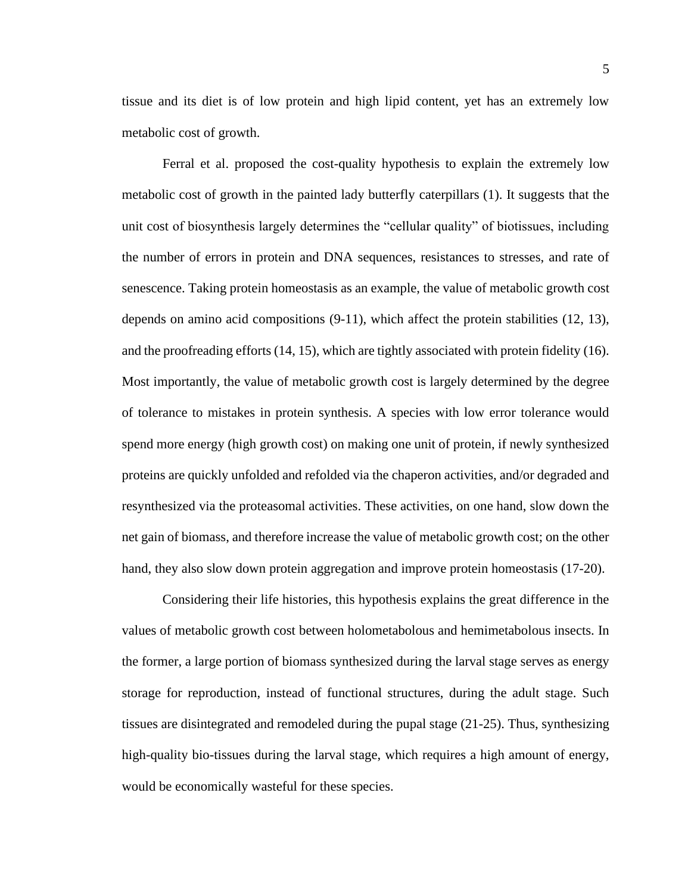tissue and its diet is of low protein and high lipid content, yet has an extremely low metabolic cost of growth.

Ferral et al. proposed the cost-quality hypothesis to explain the extremely low metabolic cost of growth in the painted lady butterfly caterpillars (1). It suggests that the unit cost of biosynthesis largely determines the "cellular quality" of biotissues, including the number of errors in protein and DNA sequences, resistances to stresses, and rate of senescence. Taking protein homeostasis as an example, the value of metabolic growth cost depends on amino acid compositions (9-11), which affect the protein stabilities (12, 13), and the proofreading efforts (14, 15), which are tightly associated with protein fidelity (16). Most importantly, the value of metabolic growth cost is largely determined by the degree of tolerance to mistakes in protein synthesis. A species with low error tolerance would spend more energy (high growth cost) on making one unit of protein, if newly synthesized proteins are quickly unfolded and refolded via the chaperon activities, and/or degraded and resynthesized via the proteasomal activities. These activities, on one hand, slow down the net gain of biomass, and therefore increase the value of metabolic growth cost; on the other hand, they also slow down protein aggregation and improve protein homeostasis (17-20).

Considering their life histories, this hypothesis explains the great difference in the values of metabolic growth cost between holometabolous and hemimetabolous insects. In the former, a large portion of biomass synthesized during the larval stage serves as energy storage for reproduction, instead of functional structures, during the adult stage. Such tissues are disintegrated and remodeled during the pupal stage (21-25). Thus, synthesizing high-quality bio-tissues during the larval stage, which requires a high amount of energy, would be economically wasteful for these species.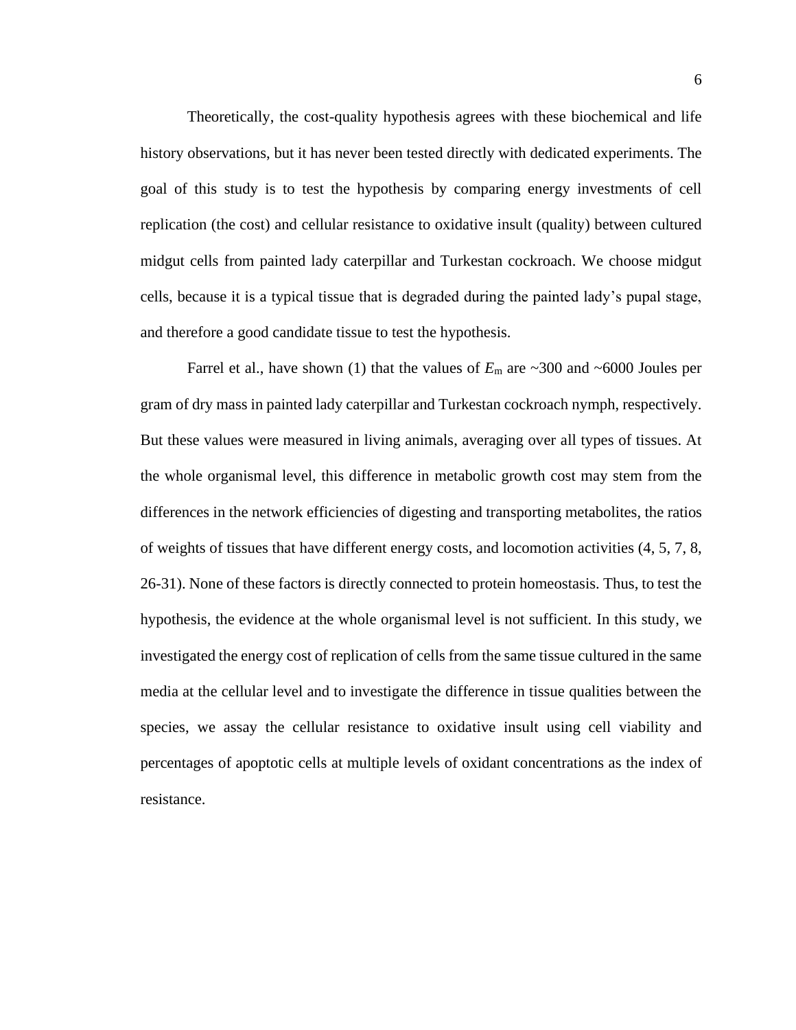Theoretically, the cost-quality hypothesis agrees with these biochemical and life history observations, but it has never been tested directly with dedicated experiments. The goal of this study is to test the hypothesis by comparing energy investments of cell replication (the cost) and cellular resistance to oxidative insult (quality) between cultured midgut cells from painted lady caterpillar and Turkestan cockroach. We choose midgut cells, because it is a typical tissue that is degraded during the painted lady's pupal stage, and therefore a good candidate tissue to test the hypothesis.

Farrel et al., have shown (1) that the values of $E_m$ are ~300 and ~6000 Joules per gram of dry mass in painted lady caterpillar and Turkestan cockroach nymph, respectively. But these values were measured in living animals, averaging over all types of tissues. At the whole organismal level, this difference in metabolic growth cost may stem from the differences in the network efficiencies of digesting and transporting metabolites, the ratios of weights of tissues that have different energy costs, and locomotion activities (4, 5, 7, 8, 26-31). None of these factors is directly connected to protein homeostasis. Thus, to test the hypothesis, the evidence at the whole organismal level is not sufficient. In this study, we investigated the energy cost of replication of cells from the same tissue cultured in the same media at the cellular level and to investigate the difference in tissue qualities between the species, we assay the cellular resistance to oxidative insult using cell viability and percentages of apoptotic cells at multiple levels of oxidant concentrations as the index of resistance.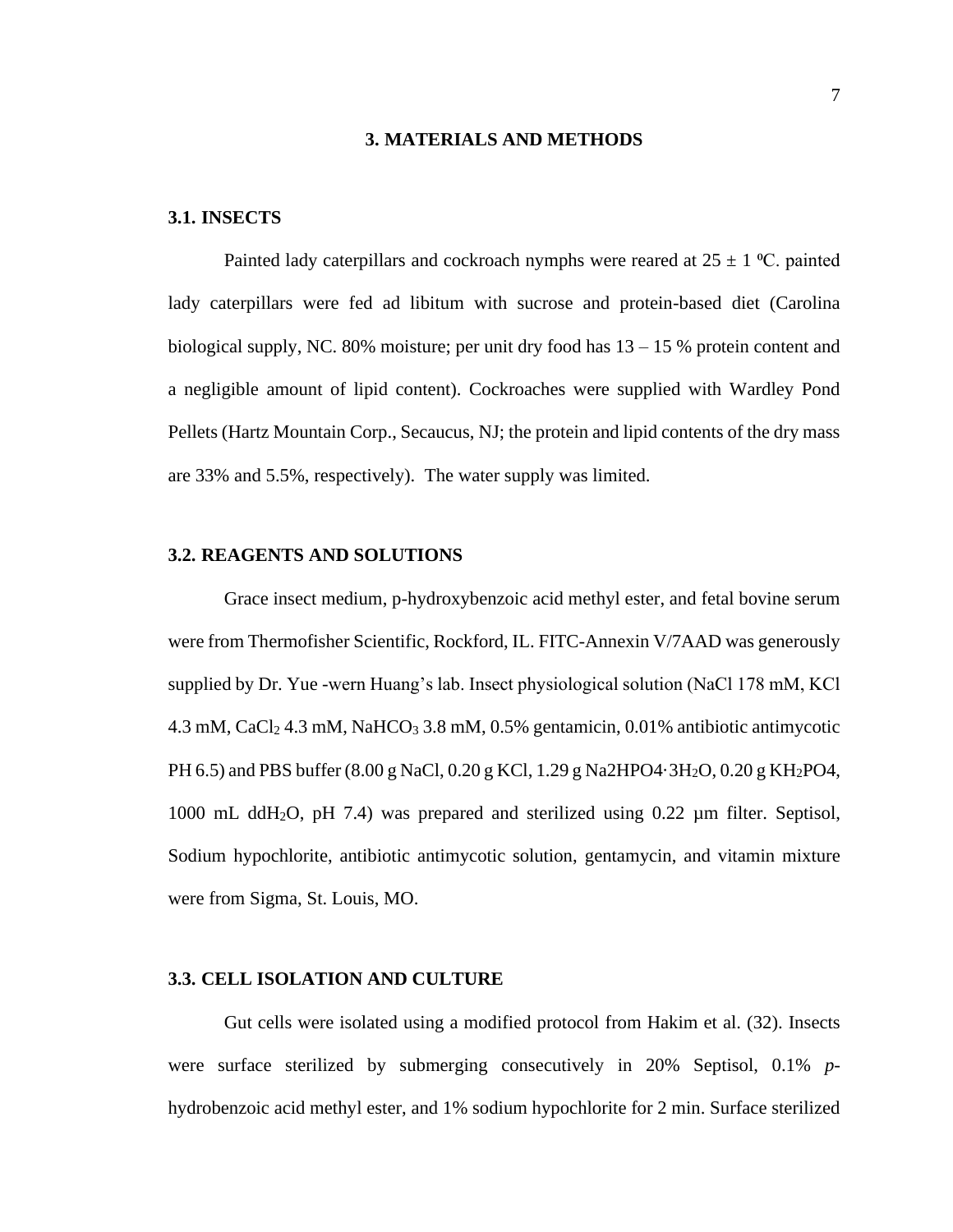# 3. MATERIALS AND METHODS

## 3.1. INSECTS

Painted lady caterpillars and cockroach nymphs were reared at 25 ± 1 ºC. painted lady caterpillars were fed ad libitum with sucrose and protein-based diet (Carolina biological supply, NC. 80% moisture; per unit dry food has 13 – 15 % protein content and a negligible amount of lipid content). Cockroaches were supplied with Wardley Pond Pellets (Hartz Mountain Corp., Secaucus, NJ; the protein and lipid contents of the dry mass are 33% and 5.5%, respectively). The water supply was limited.

## 3.2. REAGENTS AND SOLUTIONS

Grace insect medium, p-hydroxybenzoic acid methyl ester, and fetal bovine serum were from Thermofisher Scientific, Rockford, IL. FITC-Annexin V/7AAD was generously supplied by Dr. Yue -wern Huang's lab. Insect physiological solution (NaCl 178 mM, KCl 4.3 mM, $CaCl_2$ 4.3 mM, $NaHCO_3$ 3.8 mM, 0.5% gentamicin, 0.01% antibiotic antimycotic PH 6.5) and PBS buffer (8.00 g NaCl, 0.20 g KCl, 1.29 g Na2HPO4·3$H_2O$, 0.20 g $KH_2$PO4, 1000 mL dd$H_2O$, pH 7.4) was prepared and sterilized using 0.22 µm filter. Septisol, Sodium hypochlorite, antibiotic antimycotic solution, gentamycin, and vitamin mixture were from Sigma, St. Louis, MO.

## 3.3. CELL ISOLATION AND CULTURE

Gut cells were isolated using a modified protocol from Hakim et al. (32). Insects were surface sterilized by submerging consecutively in 20% Septisol, 0.1% *p*-hydrobenzoic acid methyl ester, and 1% sodium hypochlorite for 2 min. Surface sterilized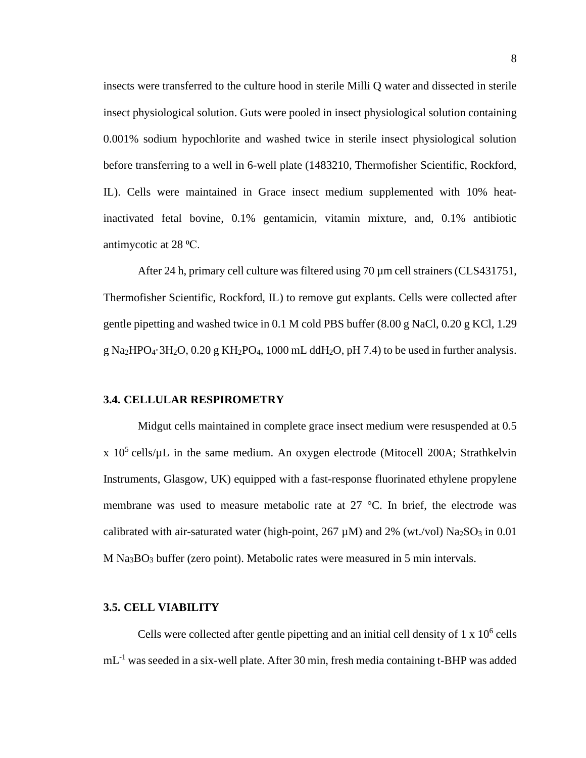insects were transferred to the culture hood in sterile Milli Q water and dissected in sterile insect physiological solution. Guts were pooled in insect physiological solution containing 0.001% sodium hypochlorite and washed twice in sterile insect physiological solution before transferring to a well in 6-well plate (1483210, Thermofisher Scientific, Rockford, IL). Cells were maintained in Grace insect medium supplemented with 10% heat-inactivated fetal bovine, 0.1% gentamicin, vitamin mixture, and, 0.1% antibiotic antimycotic at 28 ºC.

After 24 h, primary cell culture was filtered using 70 µm cell strainers (CLS431751, Thermofisher Scientific, Rockford, IL) to remove gut explants. Cells were collected after gentle pipetting and washed twice in 0.1 M cold PBS buffer (8.00 g NaCl, 0.20 g KCl, 1.29 g $Na_2HPO_4 \cdot 3H_2O$, 0.20 g $KH_2PO_4$, 1000 mL $ddH_2O$, pH 7.4) to be used in further analysis.

### 3.4. CELLULAR RESPIROMETRY

Midgut cells maintained in complete grace insect medium were resuspended at 0.5 x $10^5$ cells/µL in the same medium. An oxygen electrode (Mitocell 200A; Strathkelvin Instruments, Glasgow, UK) equipped with a fast-response fluorinated ethylene propylene membrane was used to measure metabolic rate at 27 °C. In brief, the electrode was calibrated with air-saturated water (high-point, 267 µM) and 2% (wt./vol) $Na_2SO_3$ in 0.01 M $Na_3BO_3$ buffer (zero point). Metabolic rates were measured in 5 min intervals.

### 3.5. CELL VIABILITY

Cells were collected after gentle pipetting and an initial cell density of 1 x $10^6$ cells $mL^{-1}$ was seeded in a six-well plate. After 30 min, fresh media containing t-BHP was added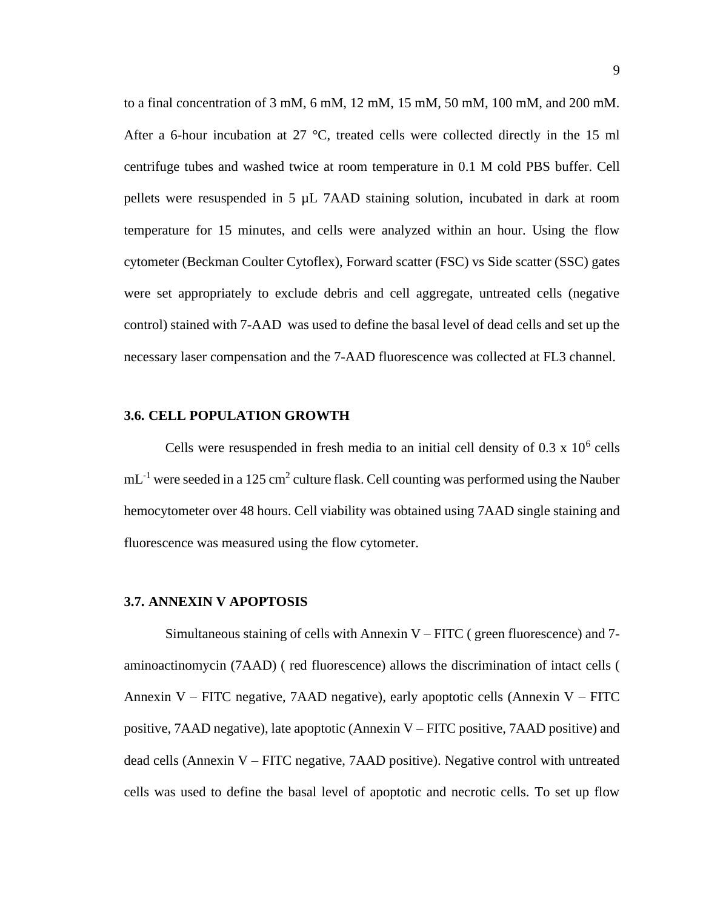to a final concentration of 3 mM, 6 mM, 12 mM, 15 mM, 50 mM, 100 mM, and 200 mM. After a 6-hour incubation at 27 °C, treated cells were collected directly in the 15 ml centrifuge tubes and washed twice at room temperature in 0.1 M cold PBS buffer. Cell pellets were resuspended in 5 µL 7AAD staining solution, incubated in dark at room temperature for 15 minutes, and cells were analyzed within an hour. Using the flow cytometer (Beckman Coulter Cytoflex), Forward scatter (FSC) vs Side scatter (SSC) gates were set appropriately to exclude debris and cell aggregate, untreated cells (negative control) stained with 7-AAD was used to define the basal level of dead cells and set up the necessary laser compensation and the 7-AAD fluorescence was collected at FL3 channel.

### 3.6. CELL POPULATION GROWTH

Cells were resuspended in fresh media to an initial cell density of 0.3 x $10^6$ cells $mL^{-1}$ were seeded in a 125 $cm^2$ culture flask. Cell counting was performed using the Nauber hemocytometer over 48 hours. Cell viability was obtained using 7AAD single staining and fluorescence was measured using the flow cytometer.

### 3.7. ANNEXIN V APOPTOSIS

Simultaneous staining of cells with Annexin V – FITC ( green fluorescence) and 7-aminoactinomycin (7AAD) ( red fluorescence) allows the discrimination of intact cells ( Annexin V – FITC negative, 7AAD negative), early apoptotic cells (Annexin V – FITC positive, 7AAD negative), late apoptotic (Annexin V – FITC positive, 7AAD positive) and dead cells (Annexin V – FITC negative, 7AAD positive). Negative control with untreated cells was used to define the basal level of apoptotic and necrotic cells. To set up flow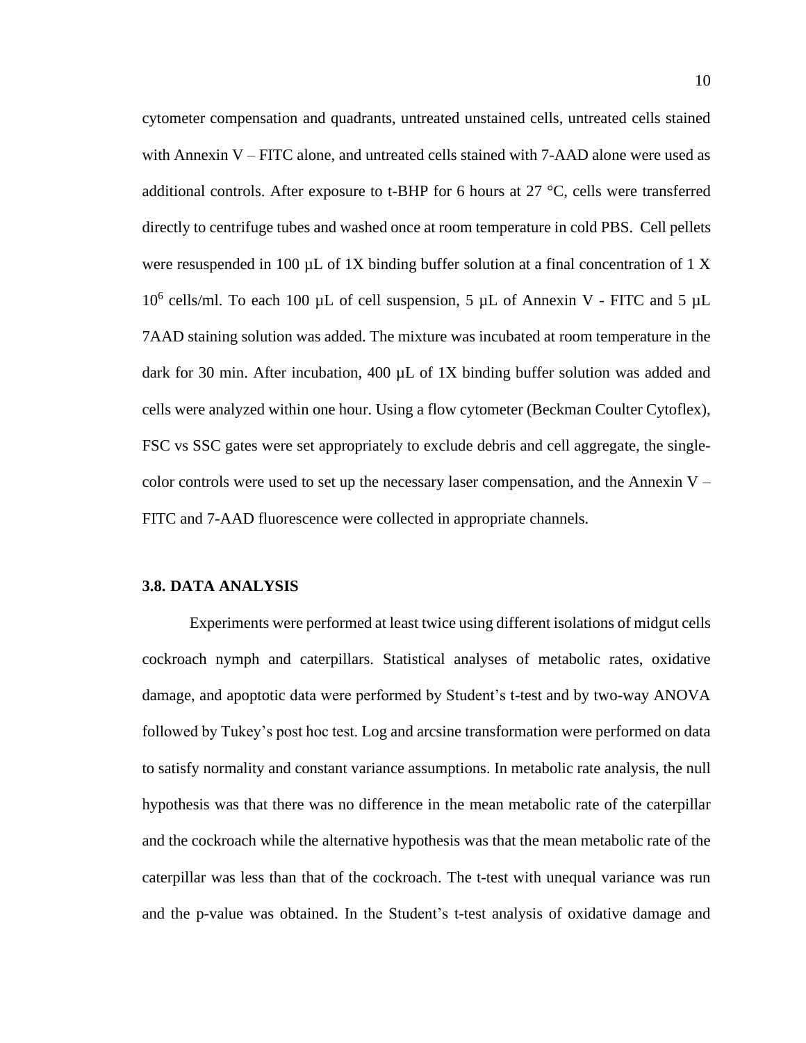cytometer compensation and quadrants, untreated unstained cells, untreated cells stained with Annexin V – FITC alone, and untreated cells stained with 7-AAD alone were used as additional controls. After exposure to t-BHP for 6 hours at 27 °C, cells were transferred directly to centrifuge tubes and washed once at room temperature in cold PBS. Cell pellets were resuspended in 100 µL of 1X binding buffer solution at a final concentration of 1 X $10^6$ cells/ml. To each 100 µL of cell suspension, 5 µL of Annexin V - FITC and 5 µL 7AAD staining solution was added. The mixture was incubated at room temperature in the dark for 30 min. After incubation, 400 µL of 1X binding buffer solution was added and cells were analyzed within one hour. Using a flow cytometer (Beckman Coulter Cytoflex), FSC vs SSC gates were set appropriately to exclude debris and cell aggregate, the single-color controls were used to set up the necessary laser compensation, and the Annexin V – FITC and 7-AAD fluorescence were collected in appropriate channels.

### 3.8. DATA ANALYSIS

Experiments were performed at least twice using different isolations of midgut cells cockroach nymph and caterpillars. Statistical analyses of metabolic rates, oxidative damage, and apoptotic data were performed by Student's t-test and by two-way ANOVA followed by Tukey's post hoc test. Log and arcsine transformation were performed on data to satisfy normality and constant variance assumptions. In metabolic rate analysis, the null hypothesis was that there was no difference in the mean metabolic rate of the caterpillar and the cockroach while the alternative hypothesis was that the mean metabolic rate of the caterpillar was less than that of the cockroach. The t-test with unequal variance was run and the p-value was obtained. In the Student's t-test analysis of oxidative damage and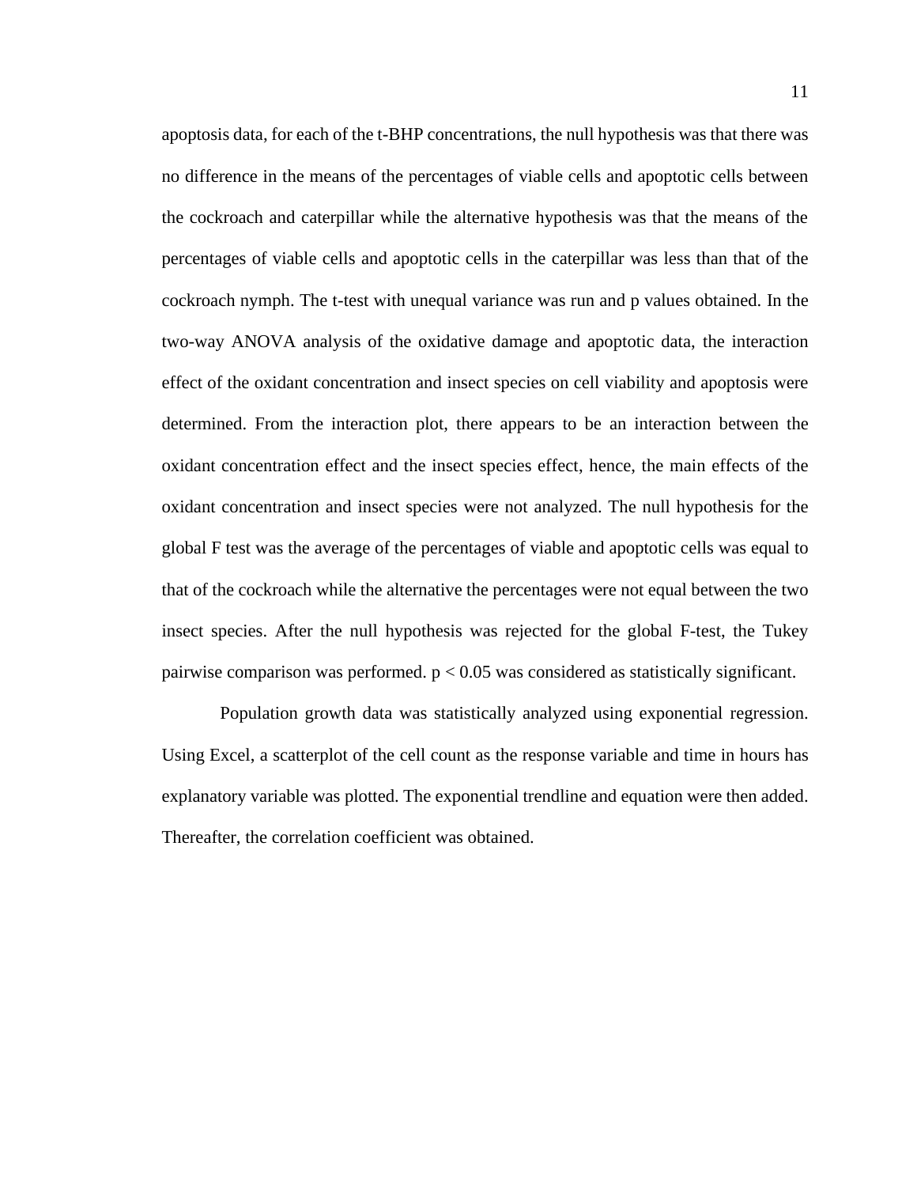apoptosis data, for each of the t-BHP concentrations, the null hypothesis was that there was no difference in the means of the percentages of viable cells and apoptotic cells between the cockroach and caterpillar while the alternative hypothesis was that the means of the percentages of viable cells and apoptotic cells in the caterpillar was less than that of the cockroach nymph. The t-test with unequal variance was run and p values obtained. In the two-way ANOVA analysis of the oxidative damage and apoptotic data, the interaction effect of the oxidant concentration and insect species on cell viability and apoptosis were determined. From the interaction plot, there appears to be an interaction between the oxidant concentration effect and the insect species effect, hence, the main effects of the oxidant concentration and insect species were not analyzed. The null hypothesis for the global F test was the average of the percentages of viable and apoptotic cells was equal to that of the cockroach while the alternative the percentages were not equal between the two insect species. After the null hypothesis was rejected for the global F-test, the Tukey pairwise comparison was performed. $p < 0.05$ was considered as statistically significant.

Population growth data was statistically analyzed using exponential regression. Using Excel, a scatterplot of the cell count as the response variable and time in hours has explanatory variable was plotted. The exponential trendline and equation were then added. Thereafter, the correlation coefficient was obtained.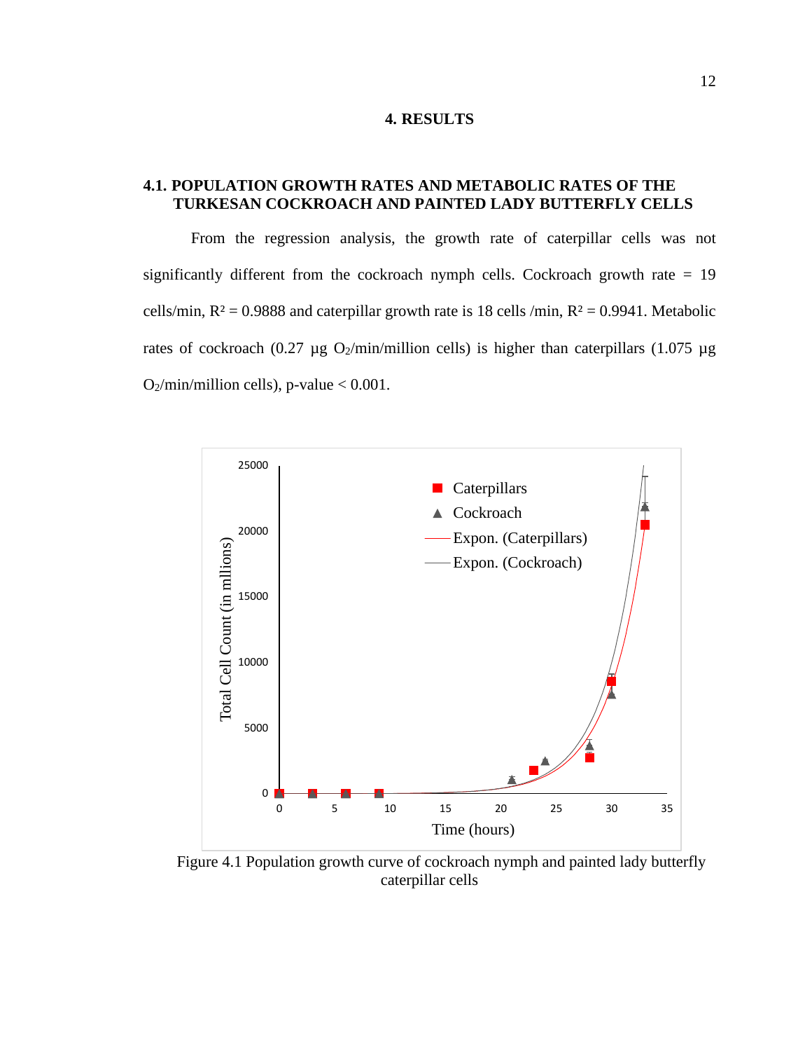# 4. RESULTS

## 4.1. POPULATION GROWTH RATES AND METABOLIC RATES OF THE TURKESAN COCKROACH AND PAINTED LADY BUTTERFLY CELLS

From the regression analysis, the growth rate of caterpillar cells was not significantly different from the cockroach nymph cells. Cockroach growth rate = 19 cells/min, $R^2 = 0.9888$ and caterpillar growth rate is 18 cells /min, $R^2 = 0.9941$. Metabolic rates of cockroach (0.27 μg $O_2$/min/million cells) is higher than caterpillars (1.075 μg $O_2$/min/million cells), p-value < 0.001.

Figure 4.1 Population growth curve of cockroach nymph and painted lady butterfly caterpillar cells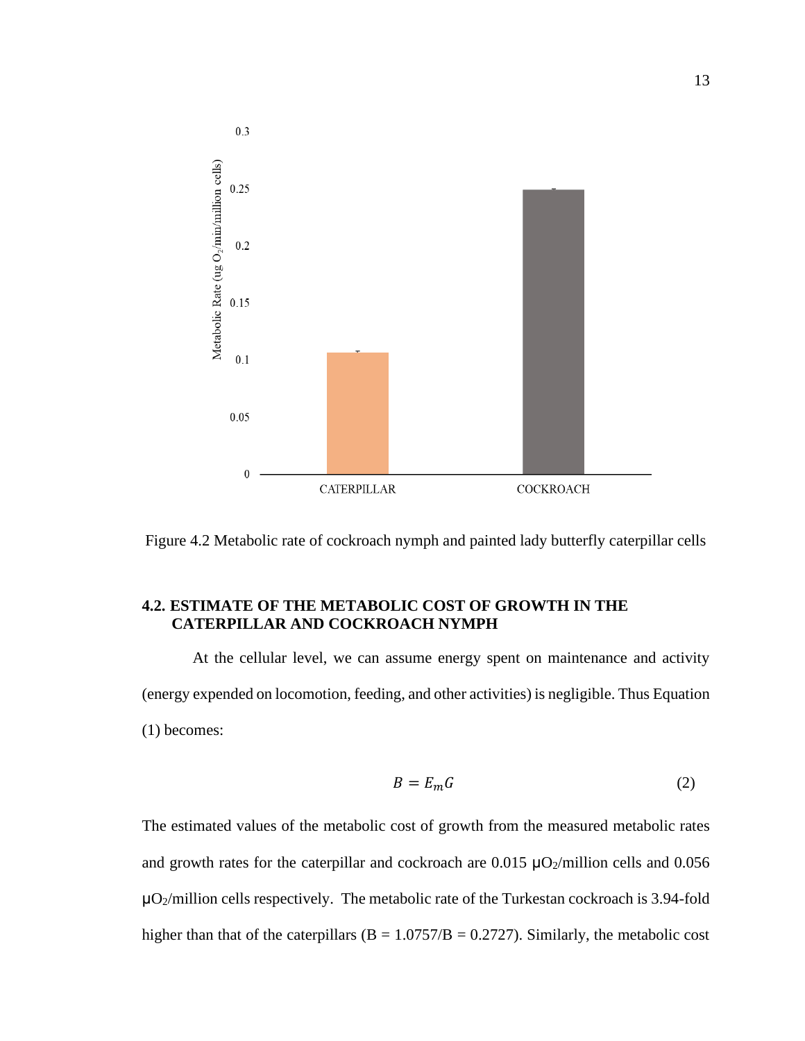Figure 4.2 Metabolic rate of cockroach nymph and painted lady butterfly caterpillar cells

### 4.2. ESTIMATE OF THE METABOLIC COST OF GROWTH IN THE CATERPILLAR AND COCKROACH NYMPH

At the cellular level, we can assume energy spent on maintenance and activity (energy expended on locomotion, feeding, and other activities) is negligible. Thus Equation (1) becomes:

$$B = E_m G \tag{2}$$

The estimated values of the metabolic cost of growth from the measured metabolic rates and growth rates for the caterpillar and cockroach are 0.015 μ$O_2$/million cells and 0.056 μ$O_2$/million cells respectively. The metabolic rate of the Turkestan cockroach is 3.94-fold higher than that of the caterpillars (B = 1.0757/B = 0.2727). Similarly, the metabolic cost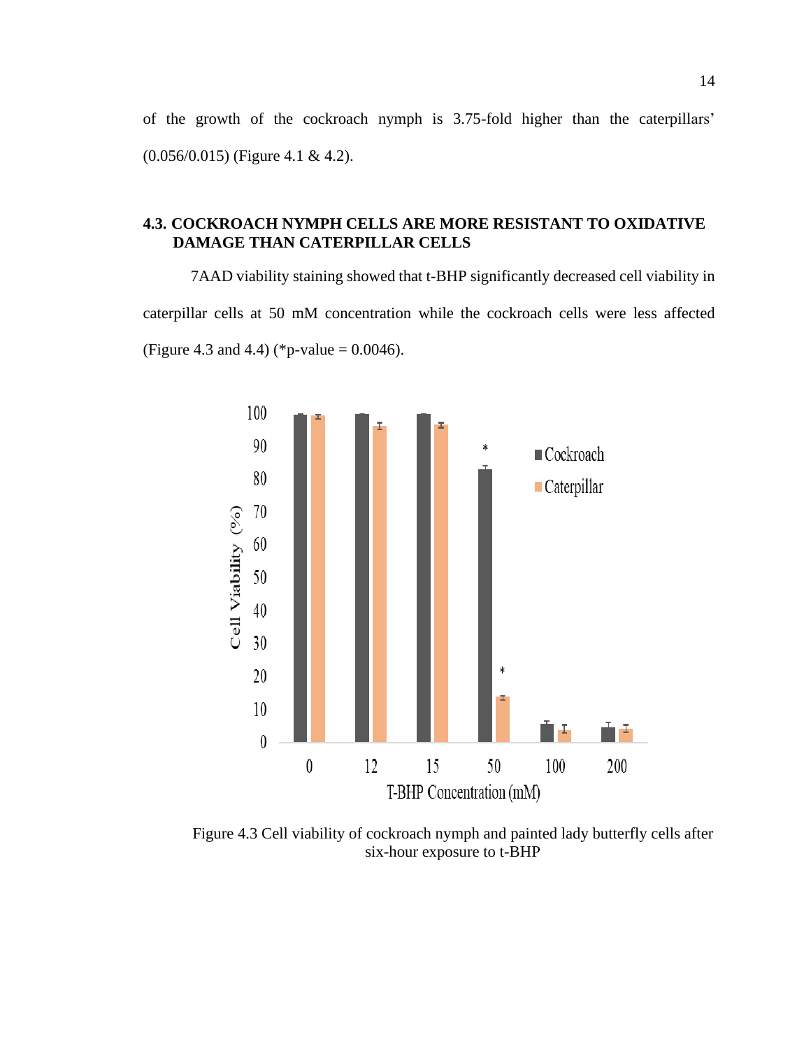of the growth of the cockroach nymph is 3.75-fold higher than the caterpillars' (0.056/0.015) (Figure 4.1 & 4.2).

### 4.3. COCKROACH NYMPH CELLS ARE MORE RESISTANT TO OXIDATIVE DAMAGE THAN CATERPILLAR CELLS

7AAD viability staining showed that t-BHP significantly decreased cell viability in caterpillar cells at 50 mM concentration while the cockroach cells were less affected (Figure 4.3 and 4.4) (*p-value = 0.0046).

Figure 4.3 Cell viability of cockroach nymph and painted lady butterfly cells after six-hour exposure to t-BHP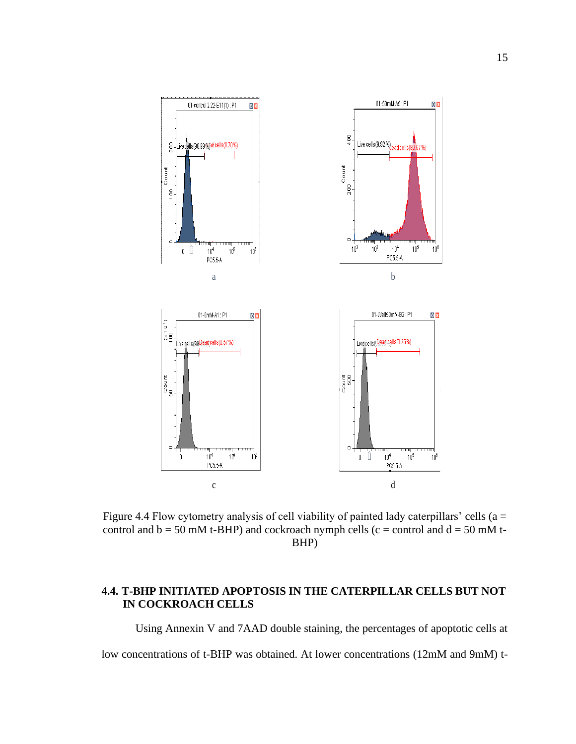Figure 4.4 Flow cytometry analysis of cell viability of painted lady caterpillars' cells (a = control and b = 50 mM t-BHP) and cockroach nymph cells (c = control and d = 50 mM t-BHP)

## 4.4. T-BHP INITIATED APOPTOSIS IN THE CATERPILLAR CELLS BUT NOT IN COCKROACH CELLS

Using Annexin V and 7AAD double staining, the percentages of apoptotic cells at low concentrations of t-BHP was obtained. At lower concentrations (12mM and 9mM) t-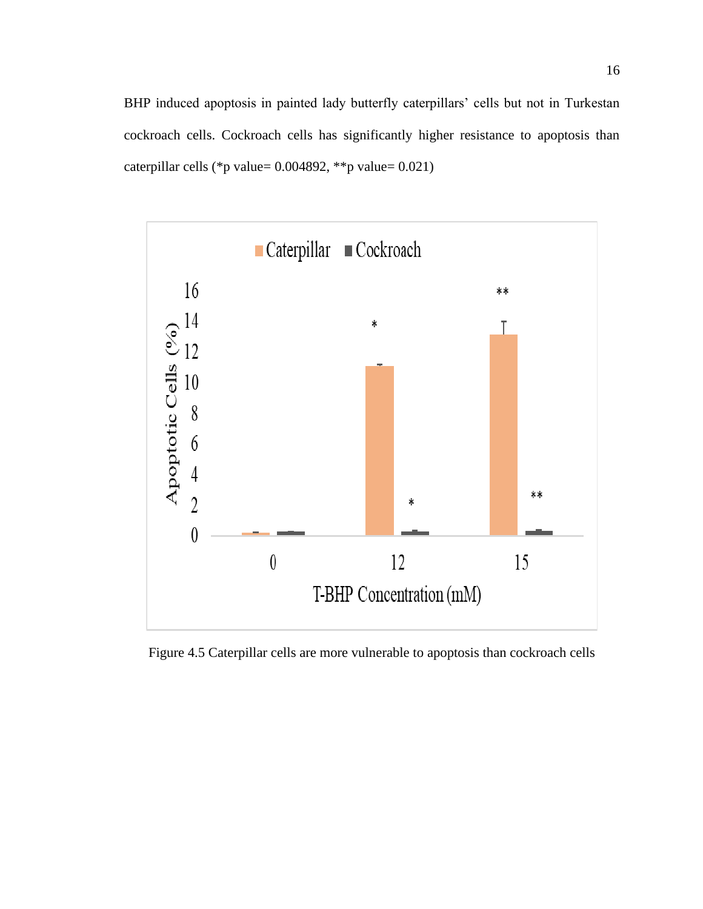BHP induced apoptosis in painted lady butterfly caterpillars' cells but not in Turkestan cockroach cells. Cockroach cells has significantly higher resistance to apoptosis than caterpillar cells (*p value= 0.004892, **p value= 0.021)

Figure 4.5 Caterpillar cells are more vulnerable to apoptosis than cockroach cells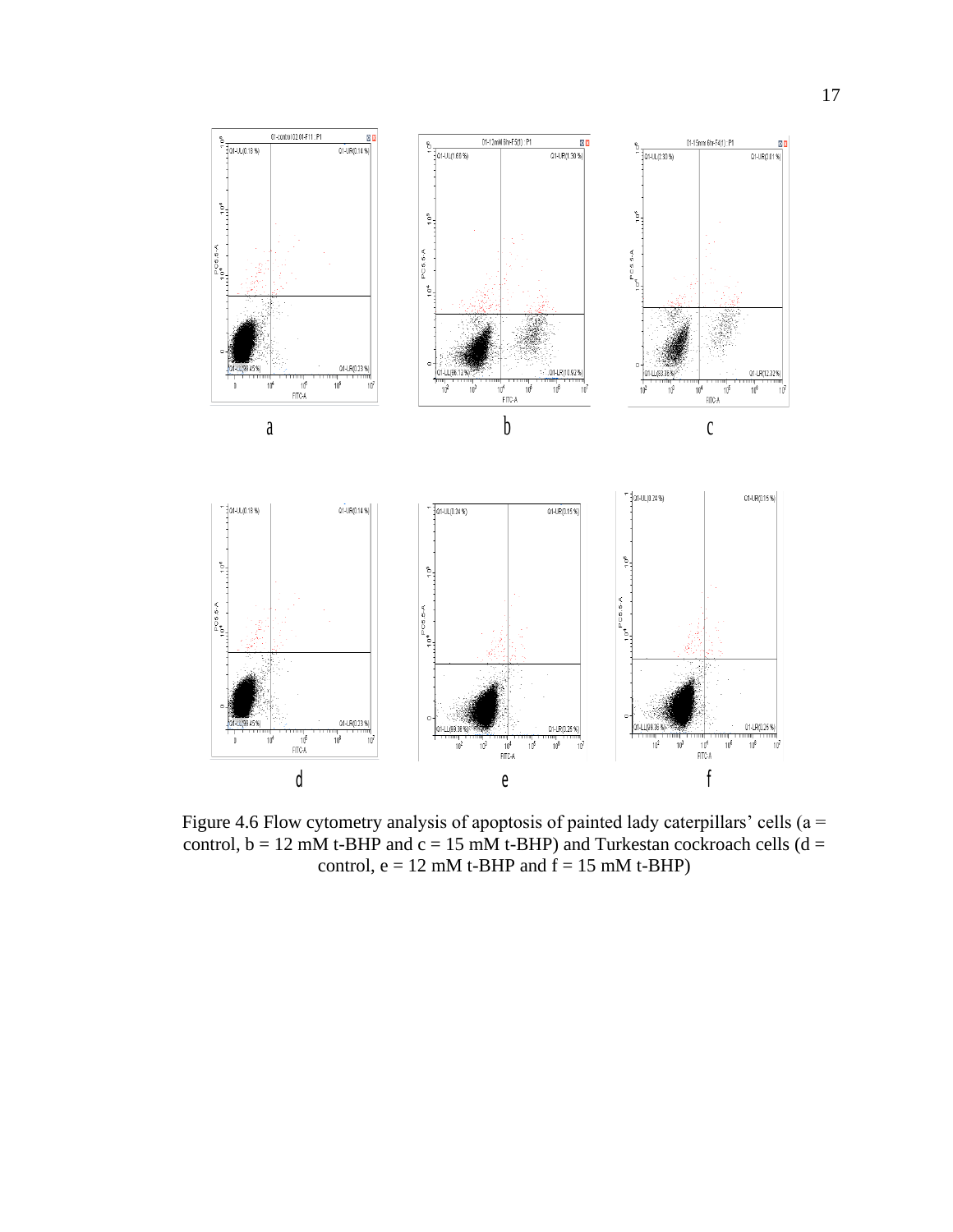Figure 4.6 Flow cytometry analysis of apoptosis of painted lady caterpillars' cells (a = control, b = 12 mM t-BHP and c = 15 mM t-BHP) and Turkestan cockroach cells (d = control, e = 12 mM t-BHP and f = 15 mM t-BHP)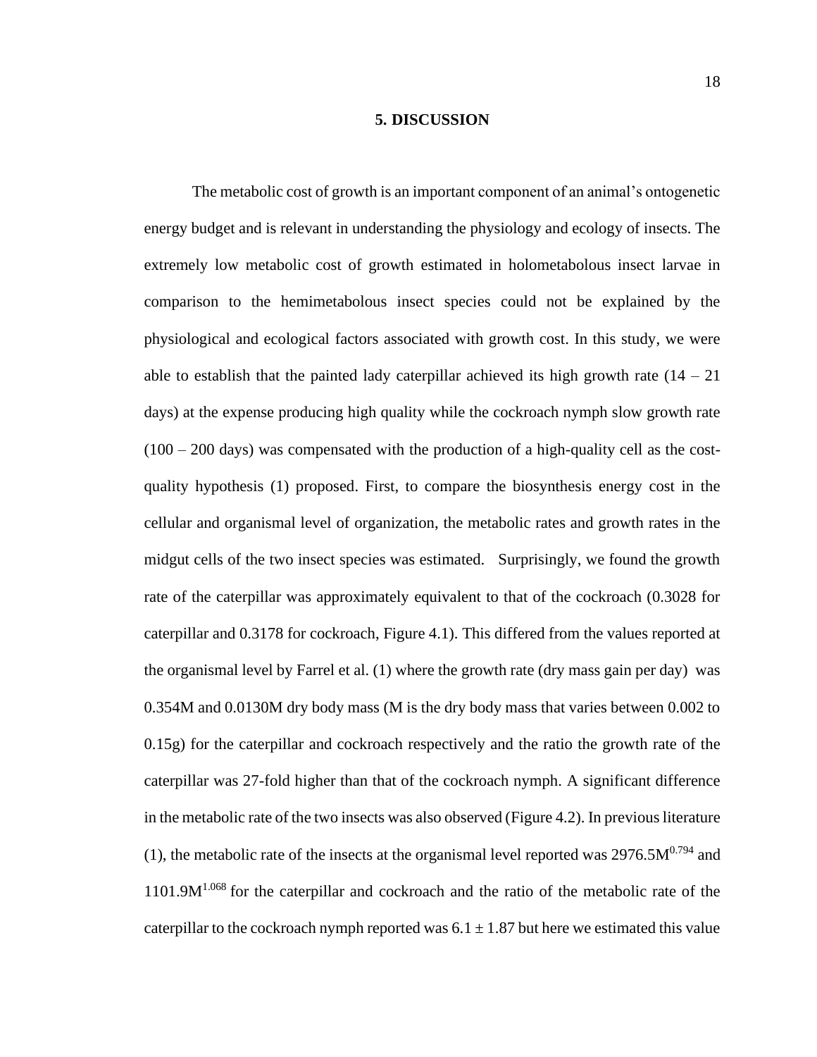## 5. DISCUSSION

The metabolic cost of growth is an important component of an animal's ontogenetic energy budget and is relevant in understanding the physiology and ecology of insects. The extremely low metabolic cost of growth estimated in holometabolous insect larvae in comparison to the hemimetabolous insect species could not be explained by the physiological and ecological factors associated with growth cost. In this study, we were able to establish that the painted lady caterpillar achieved its high growth rate (14 – 21 days) at the expense producing high quality while the cockroach nymph slow growth rate (100 – 200 days) was compensated with the production of a high-quality cell as the cost-quality hypothesis (1) proposed. First, to compare the biosynthesis energy cost in the cellular and organismal level of organization, the metabolic rates and growth rates in the midgut cells of the two insect species was estimated. Surprisingly, we found the growth rate of the caterpillar was approximately equivalent to that of the cockroach (0.3028 for caterpillar and 0.3178 for cockroach, Figure 4.1). This differed from the values reported at the organismal level by Farrel et al. (1) where the growth rate (dry mass gain per day) was 0.354M and 0.0130M dry body mass (M is the dry body mass that varies between 0.002 to 0.15g) for the caterpillar and cockroach respectively and the ratio the growth rate of the caterpillar was 27-fold higher than that of the cockroach nymph. A significant difference in the metabolic rate of the two insects was also observed (Figure 4.2). In previous literature (1), the metabolic rate of the insects at the organismal level reported was $2976.5M^{0.794}$ and $1101.9M^{1.068}$ for the caterpillar and cockroach and the ratio of the metabolic rate of the caterpillar to the cockroach nymph reported was $6.1 \pm 1.87$ but here we estimated this value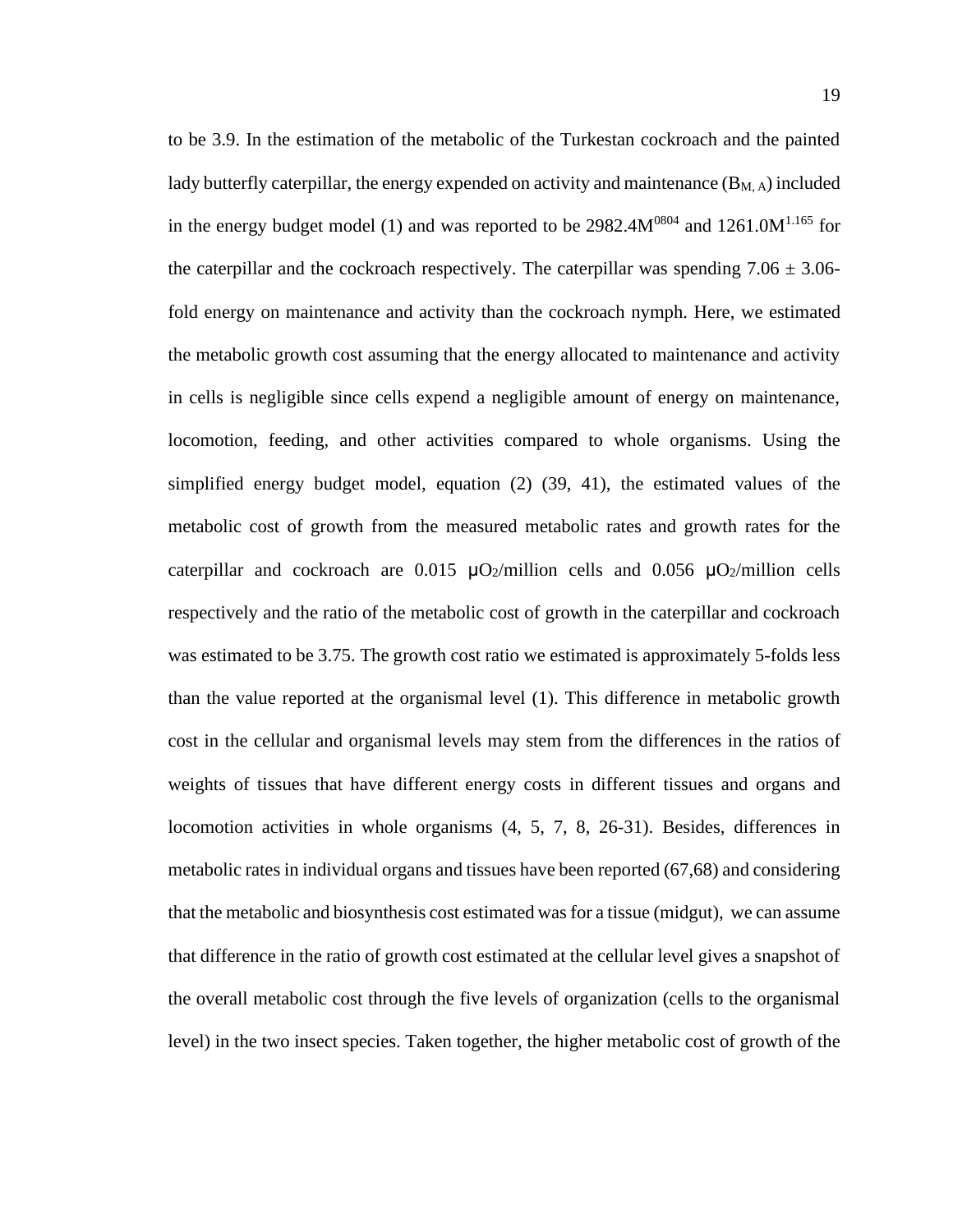to be 3.9. In the estimation of the metabolic of the Turkestan cockroach and the painted lady butterfly caterpillar, the energy expended on activity and maintenance ($B_{M, A}$) included in the energy budget model (1) and was reported to be $2982.4M^{0804}$ and $1261.0M^{1.165}$ for the caterpillar and the cockroach respectively. The caterpillar was spending $7.06 \pm 3.06$-fold energy on maintenance and activity than the cockroach nymph. Here, we estimated the metabolic growth cost assuming that the energy allocated to maintenance and activity in cells is negligible since cells expend a negligible amount of energy on maintenance, locomotion, feeding, and other activities compared to whole organisms. Using the simplified energy budget model, equation (2) (39, 41), the estimated values of the metabolic cost of growth from the measured metabolic rates and growth rates for the caterpillar and cockroach are 0.015 $\mu O_2$/million cells and 0.056 $\mu O_2$/million cells respectively and the ratio of the metabolic cost of growth in the caterpillar and cockroach was estimated to be 3.75. The growth cost ratio we estimated is approximately 5-folds less than the value reported at the organismal level (1). This difference in metabolic growth cost in the cellular and organismal levels may stem from the differences in the ratios of weights of tissues that have different energy costs in different tissues and organs and locomotion activities in whole organisms (4, 5, 7, 8, 26-31). Besides, differences in metabolic rates in individual organs and tissues have been reported (67,68) and considering that the metabolic and biosynthesis cost estimated was for a tissue (midgut), we can assume that difference in the ratio of growth cost estimated at the cellular level gives a snapshot of the overall metabolic cost through the five levels of organization (cells to the organismal level) in the two insect species. Taken together, the higher metabolic cost of growth of the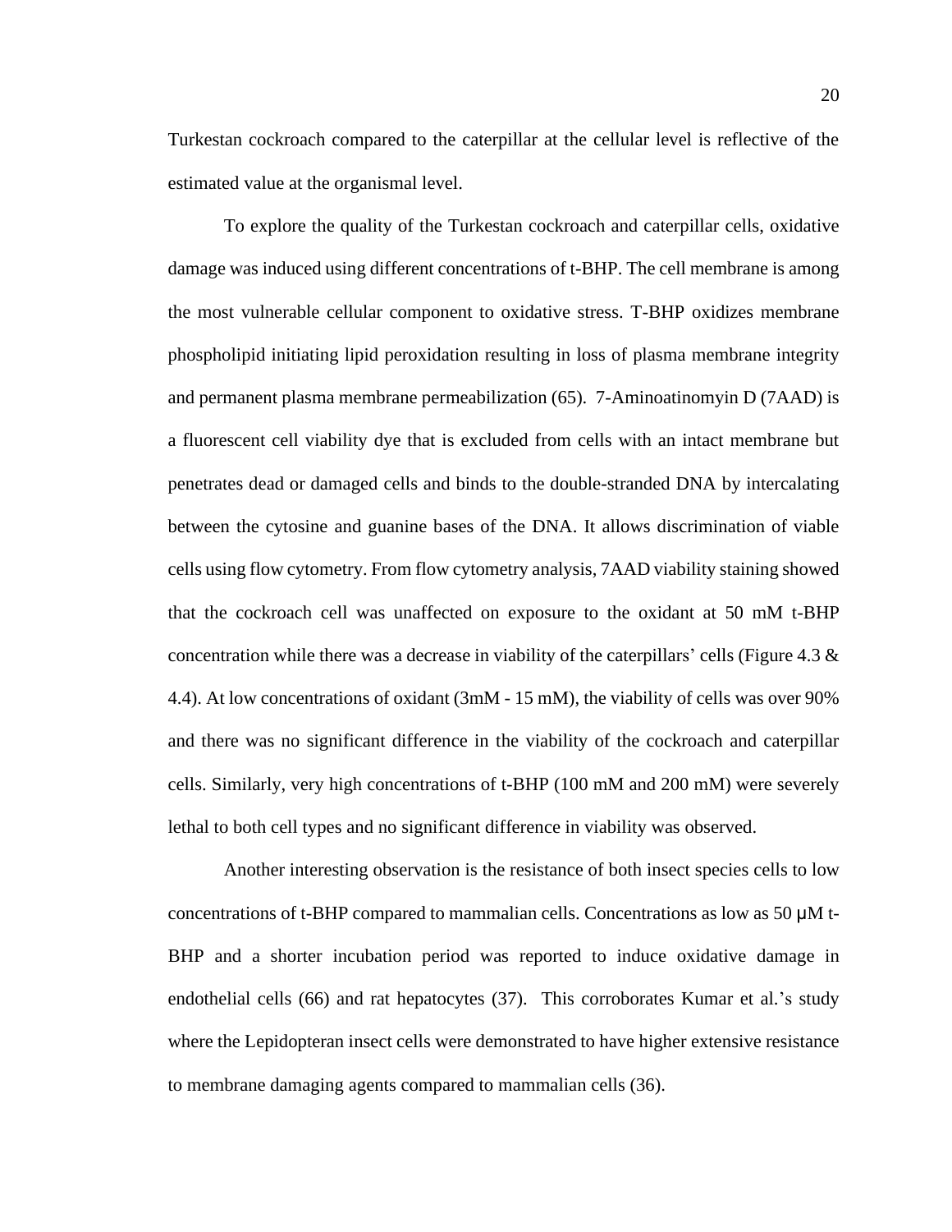Turkestan cockroach compared to the caterpillar at the cellular level is reflective of the estimated value at the organismal level.

To explore the quality of the Turkestan cockroach and caterpillar cells, oxidative damage was induced using different concentrations of t-BHP. The cell membrane is among the most vulnerable cellular component to oxidative stress. T-BHP oxidizes membrane phospholipid initiating lipid peroxidation resulting in loss of plasma membrane integrity and permanent plasma membrane permeabilization (65). 7-Aminoatinomyin D (7AAD) is a fluorescent cell viability dye that is excluded from cells with an intact membrane but penetrates dead or damaged cells and binds to the double-stranded DNA by intercalating between the cytosine and guanine bases of the DNA. It allows discrimination of viable cells using flow cytometry. From flow cytometry analysis, 7AAD viability staining showed that the cockroach cell was unaffected on exposure to the oxidant at 50 mM t-BHP concentration while there was a decrease in viability of the caterpillars' cells (Figure 4.3 & 4.4). At low concentrations of oxidant (3mM - 15 mM), the viability of cells was over 90% and there was no significant difference in the viability of the cockroach and caterpillar cells. Similarly, very high concentrations of t-BHP (100 mM and 200 mM) were severely lethal to both cell types and no significant difference in viability was observed.

Another interesting observation is the resistance of both insect species cells to low concentrations of t-BHP compared to mammalian cells. Concentrations as low as 50 μM t-BHP and a shorter incubation period was reported to induce oxidative damage in endothelial cells (66) and rat hepatocytes (37). This corroborates Kumar et al.'s study where the Lepidopteran insect cells were demonstrated to have higher extensive resistance to membrane damaging agents compared to mammalian cells (36).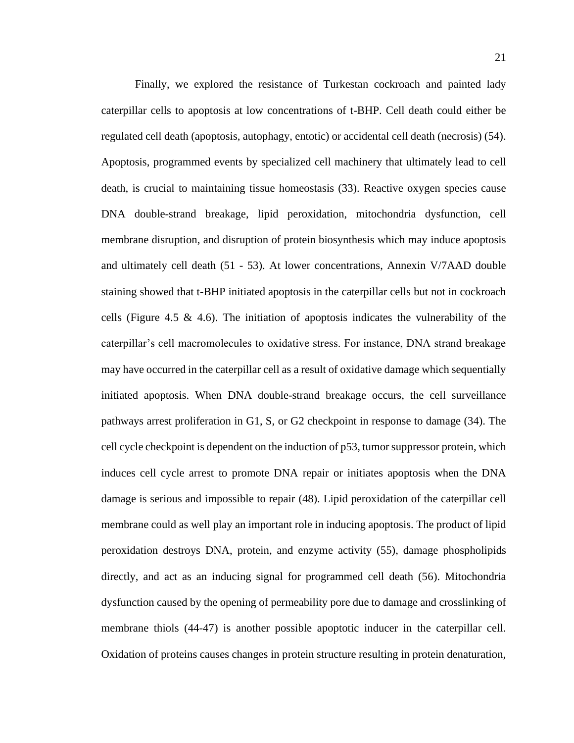Finally, we explored the resistance of Turkestan cockroach and painted lady caterpillar cells to apoptosis at low concentrations of t-BHP. Cell death could either be regulated cell death (apoptosis, autophagy, entotic) or accidental cell death (necrosis) (54). Apoptosis, programmed events by specialized cell machinery that ultimately lead to cell death, is crucial to maintaining tissue homeostasis (33). Reactive oxygen species cause DNA double-strand breakage, lipid peroxidation, mitochondria dysfunction, cell membrane disruption, and disruption of protein biosynthesis which may induce apoptosis and ultimately cell death (51 - 53). At lower concentrations, Annexin V/7AAD double staining showed that t-BHP initiated apoptosis in the caterpillar cells but not in cockroach cells (Figure 4.5 & 4.6). The initiation of apoptosis indicates the vulnerability of the caterpillar's cell macromolecules to oxidative stress. For instance, DNA strand breakage may have occurred in the caterpillar cell as a result of oxidative damage which sequentially initiated apoptosis. When DNA double-strand breakage occurs, the cell surveillance pathways arrest proliferation in G1, S, or G2 checkpoint in response to damage (34). The cell cycle checkpoint is dependent on the induction of p53, tumor suppressor protein, which induces cell cycle arrest to promote DNA repair or initiates apoptosis when the DNA damage is serious and impossible to repair (48). Lipid peroxidation of the caterpillar cell membrane could as well play an important role in inducing apoptosis. The product of lipid peroxidation destroys DNA, protein, and enzyme activity (55), damage phospholipids directly, and act as an inducing signal for programmed cell death (56). Mitochondria dysfunction caused by the opening of permeability pore due to damage and crosslinking of membrane thiols (44-47) is another possible apoptotic inducer in the caterpillar cell. Oxidation of proteins causes changes in protein structure resulting in protein denaturation,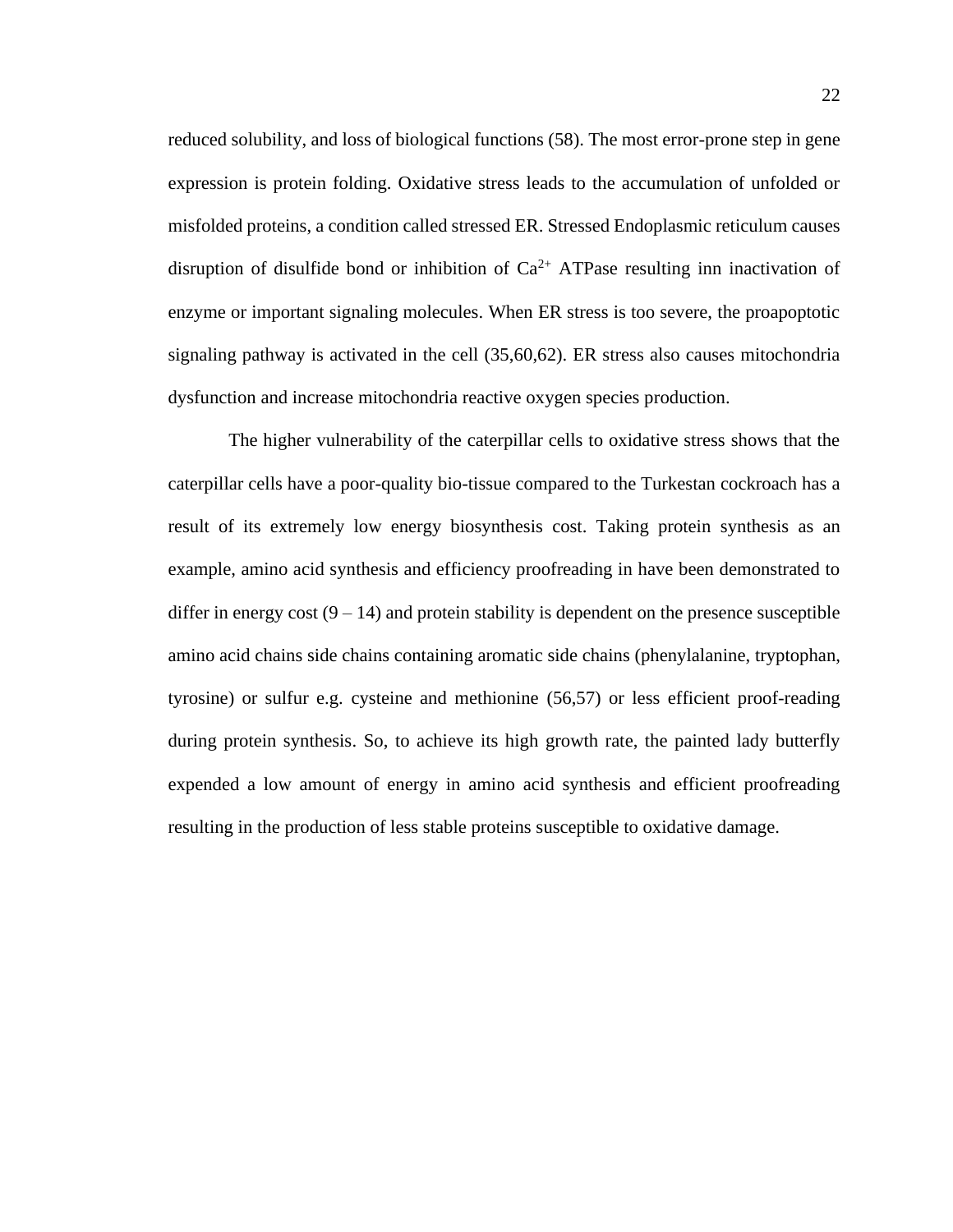reduced solubility, and loss of biological functions (58). The most error-prone step in gene expression is protein folding. Oxidative stress leads to the accumulation of unfolded or misfolded proteins, a condition called stressed ER. Stressed Endoplasmic reticulum causes disruption of disulfide bond or inhibition of $Ca^{2+}$ ATPase resulting inn inactivation of enzyme or important signaling molecules. When ER stress is too severe, the proapoptotic signaling pathway is activated in the cell (35,60,62). ER stress also causes mitochondria dysfunction and increase mitochondria reactive oxygen species production.

The higher vulnerability of the caterpillar cells to oxidative stress shows that the caterpillar cells have a poor-quality bio-tissue compared to the Turkestan cockroach has a result of its extremely low energy biosynthesis cost. Taking protein synthesis as an example, amino acid synthesis and efficiency proofreading in have been demonstrated to differ in energy cost (9 – 14) and protein stability is dependent on the presence susceptible amino acid chains side chains containing aromatic side chains (phenylalanine, tryptophan, tyrosine) or sulfur e.g. cysteine and methionine (56,57) or less efficient proof-reading during protein synthesis. So, to achieve its high growth rate, the painted lady butterfly expended a low amount of energy in amino acid synthesis and efficient proofreading resulting in the production of less stable proteins susceptible to oxidative damage.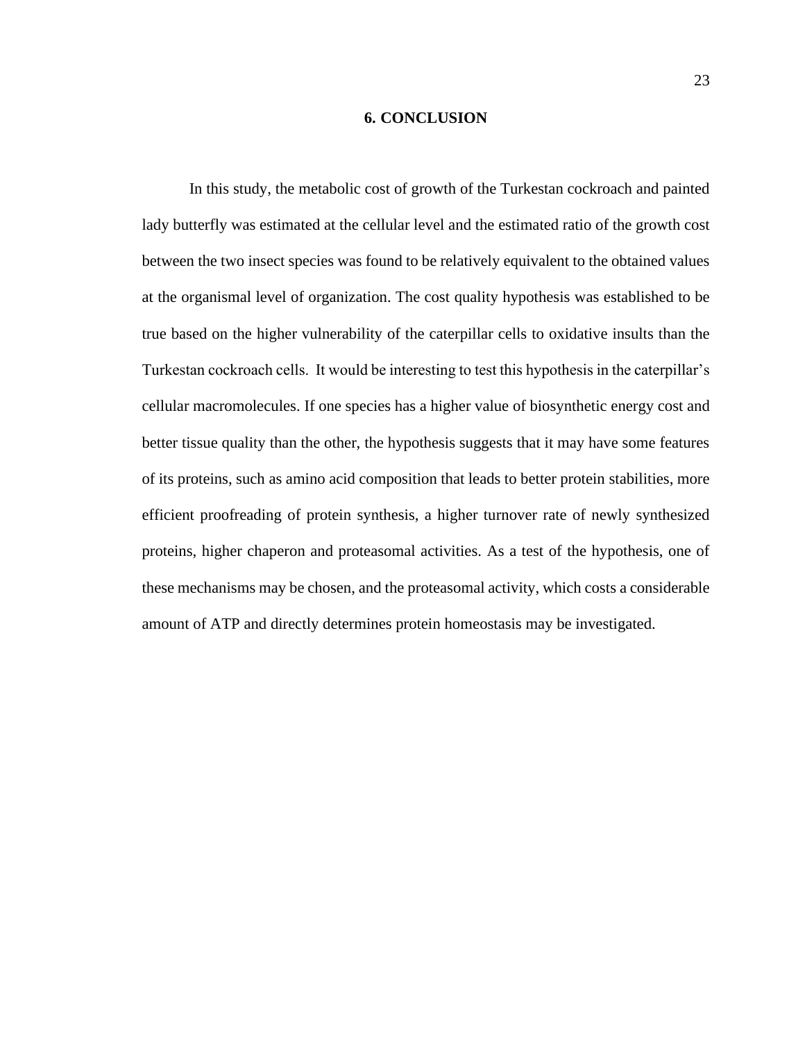# 6. CONCLUSION

In this study, the metabolic cost of growth of the Turkestan cockroach and painted lady butterfly was estimated at the cellular level and the estimated ratio of the growth cost between the two insect species was found to be relatively equivalent to the obtained values at the organismal level of organization. The cost quality hypothesis was established to be true based on the higher vulnerability of the caterpillar cells to oxidative insults than the Turkestan cockroach cells. It would be interesting to test this hypothesis in the caterpillar's cellular macromolecules. If one species has a higher value of biosynthetic energy cost and better tissue quality than the other, the hypothesis suggests that it may have some features of its proteins, such as amino acid composition that leads to better protein stabilities, more efficient proofreading of protein synthesis, a higher turnover rate of newly synthesized proteins, higher chaperon and proteasomal activities. As a test of the hypothesis, one of these mechanisms may be chosen, and the proteasomal activity, which costs a considerable amount of ATP and directly determines protein homeostasis may be investigated.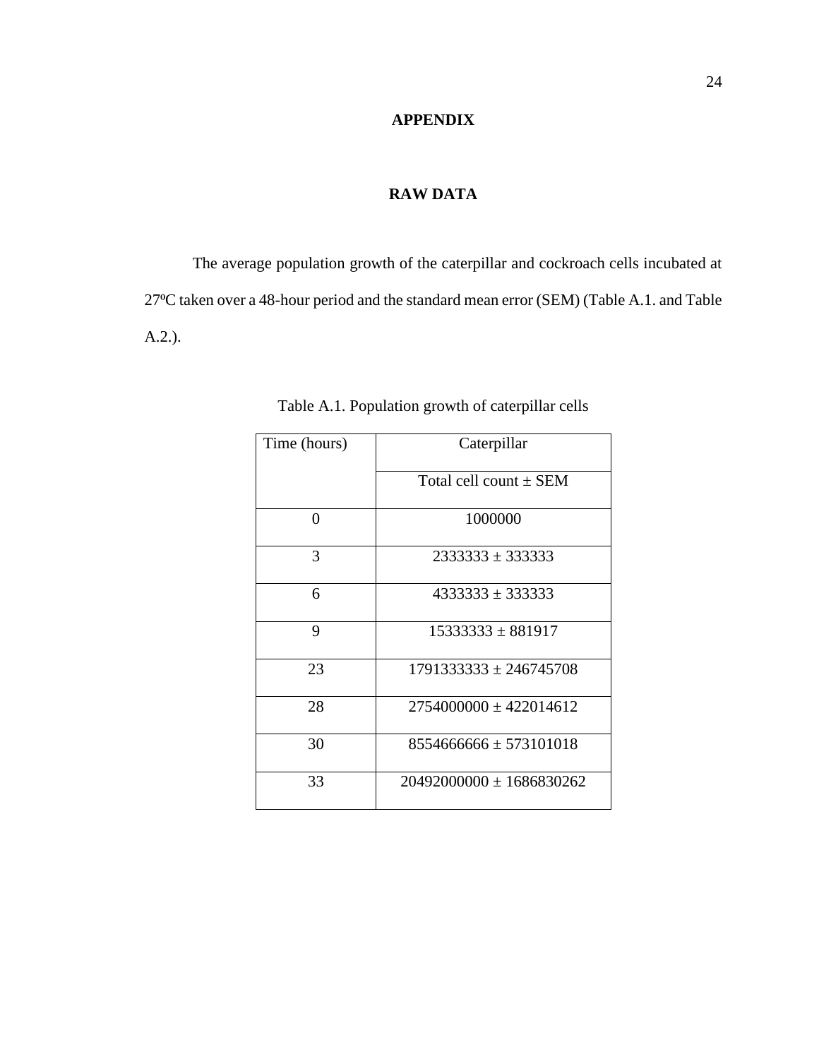# APPENDIX

## RAW DATA

The average population growth of the caterpillar and cockroach cells incubated at 27ºC taken over a 48-hour period and the standard mean error (SEM) (Table A.1. and Table A.2.).

Table A.1. Population growth of caterpillar cells

| Time (hours) | Caterpillar |
|---|---|
| | Total cell count ± SEM |
| 0 | 1000000 |
| 3 | 2333333 ± 333333 |
| 6 | 4333333 ± 333333 |
| 9 | 15333333 ± 881917 |
| 23 | 1791333333 ± 246745708 |
| 28 | 2754000000 ± 422014612 |
| 30 | 8554666666 ± 573101018 |
| 33 | 20492000000 ± 1686830262 |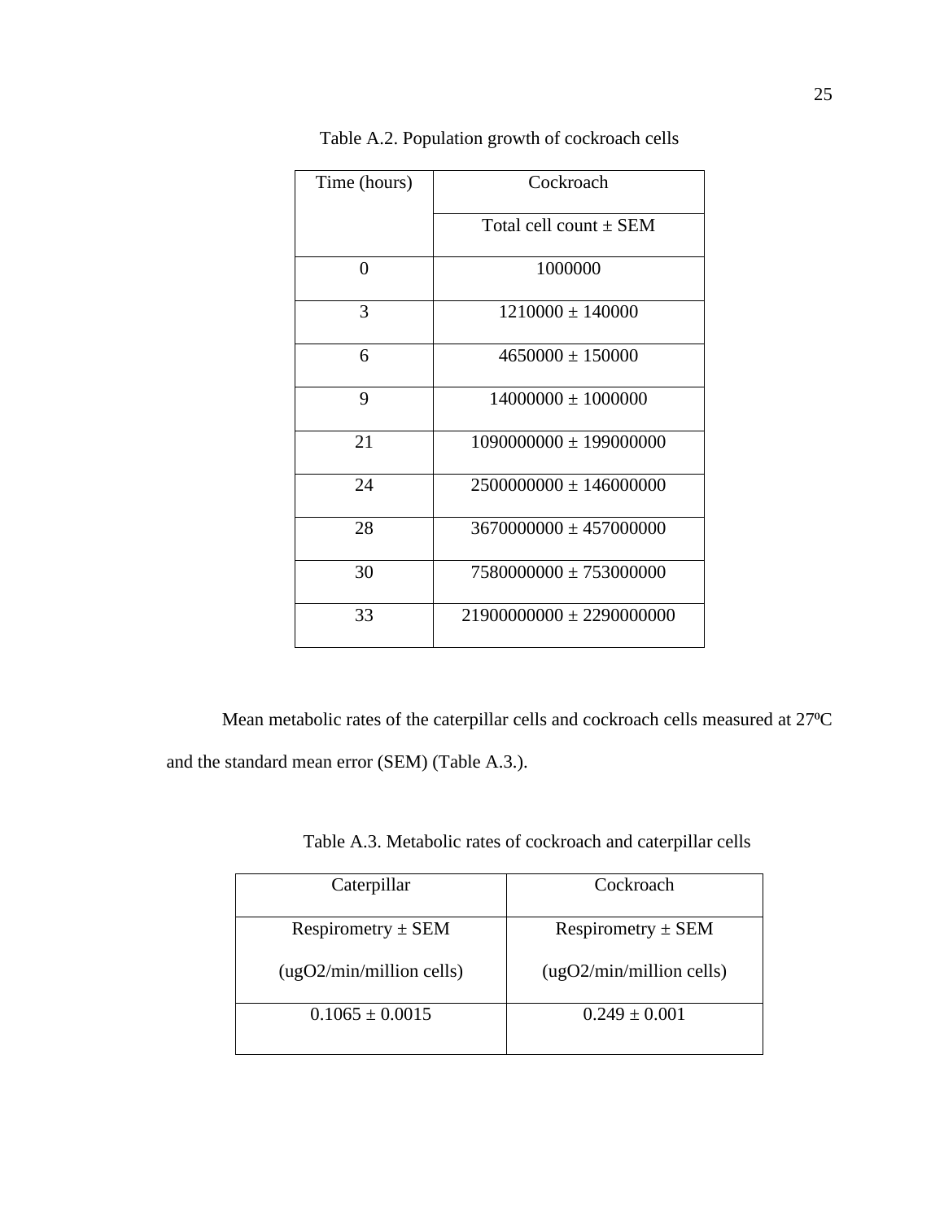Table A.2. Population growth of cockroach cells

| Time (hours) | Cockroach |
|---|---|
| | Total cell count ± SEM |
| 0 | 1000000 |
| 3 | 1210000 ± 140000 |
| 6 | 4650000 ± 150000 |
| 9 | 14000000 ± 1000000 |
| 21 | 1090000000 ± 199000000 |
| 24 | 2500000000 ± 146000000 |
| 28 | 3670000000 ± 457000000 |
| 30 | 7580000000 ± 753000000 |
| 33 | 21900000000 ± 2290000000 |

Mean metabolic rates of the caterpillar cells and cockroach cells measured at 27ºC and the standard mean error (SEM) (Table A.3.).

Table A.3. Metabolic rates of cockroach and caterpillar cells

| Caterpillar | Cockroach |
|---|---|
| Respirometry ± SEM (ugO2/min/million cells) | Respirometry ± SEM (ugO2/min/million cells) |
| 0.1065 ± 0.0015 | 0.249 ± 0.001 |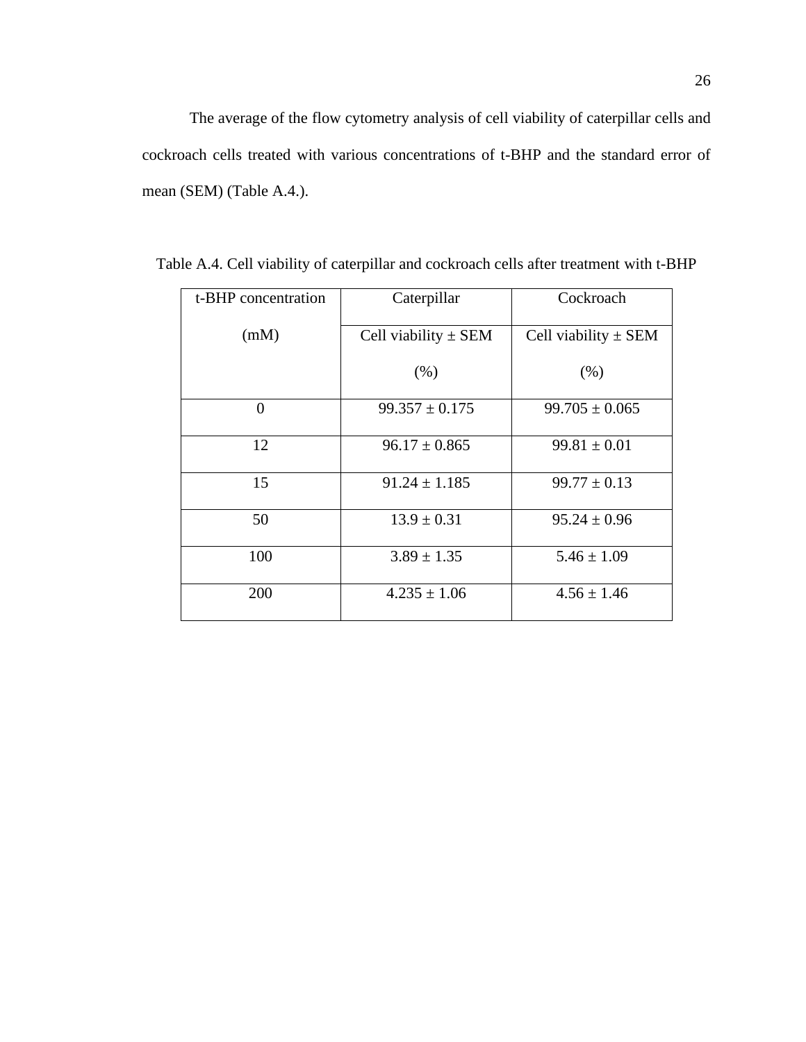The average of the flow cytometry analysis of cell viability of caterpillar cells and cockroach cells treated with various concentrations of t-BHP and the standard error of mean (SEM) (Table A.4.).

Table A.4. Cell viability of caterpillar and cockroach cells after treatment with t-BHP

| t-BHP concentration (mM) | Caterpillar | Cockroach |
|---|---|---|
| | Cell viability ± SEM (%) | Cell viability ± SEM (%) |
| 0 | 99.357 ± 0.175 | 99.705 ± 0.065 |
| 12 | 96.17 ± 0.865 | 99.81 ± 0.01 |
| 15 | 91.24 ± 1.185 | 99.77 ± 0.13 |
| 50 | 13.9 ± 0.31 | 95.24 ± 0.96 |
| 100 | 3.89 ± 1.35 | 5.46 ± 1.09 |
| 200 | 4.235 ± 1.06 | 4.56 ± 1.46 |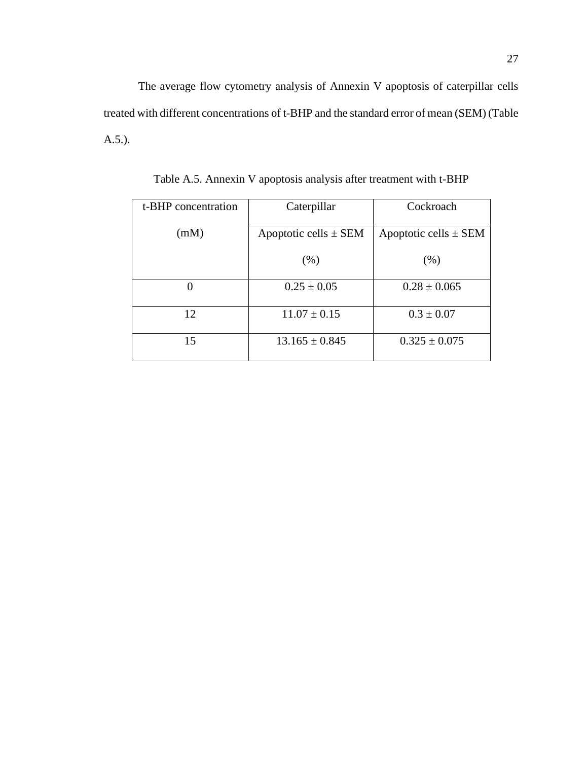The average flow cytometry analysis of Annexin V apoptosis of caterpillar cells treated with different concentrations of t-BHP and the standard error of mean (SEM) (Table A.5.).

Table A.5. Annexin V apoptosis analysis after treatment with t-BHP

| t-BHP concentration (mM) | Caterpillar | Cockroach |
|---|---|---|
| | Apoptotic cells ± SEM (%) | Apoptotic cells ± SEM (%) |
| 0 | 0.25 ± 0.05 | 0.28 ± 0.065 |
| 12 | 11.07 ± 0.15 | 0.3 ± 0.07 |
| 15 | 13.165 ± 0.845 | 0.325 ± 0.075 |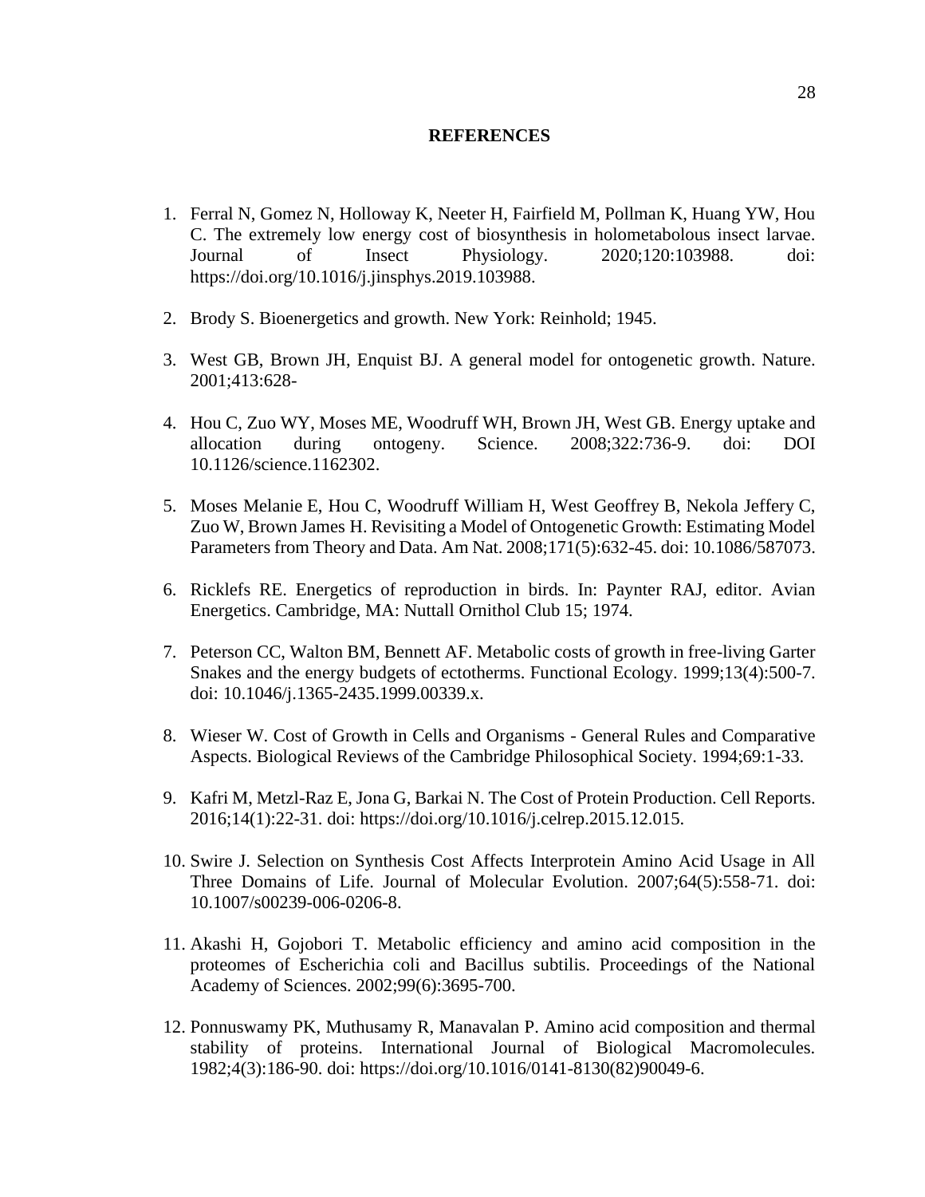# REFERENCES

1. Ferral N, Gomez N, Holloway K, Neeter H, Fairfield M, Pollman K, Huang YW, Hou C. The extremely low energy cost of biosynthesis in holometabolous insect larvae. Journal of Insect Physiology. 2020;120:103988. doi: https://doi.org/10.1016/j.jinsphys.2019.103988.

2. Brody S. Bioenergetics and growth. New York: Reinhold; 1945.

3. West GB, Brown JH, Enquist BJ. A general model for ontogenetic growth. Nature. 2001;413:628-

4. Hou C, Zuo WY, Moses ME, Woodruff WH, Brown JH, West GB. Energy uptake and allocation during ontogeny. Science. 2008;322:736-9. doi: DOI 10.1126/science.1162302.

5. Moses Melanie E, Hou C, Woodruff William H, West Geoffrey B, Nekola Jeffery C, Zuo W, Brown James H. Revisiting a Model of Ontogenetic Growth: Estimating Model Parameters from Theory and Data. Am Nat. 2008;171(5):632-45. doi: 10.1086/587073.

6. Ricklefs RE. Energetics of reproduction in birds. In: Paynter RAJ, editor. Avian Energetics. Cambridge, MA: Nuttall Ornithol Club 15; 1974.

7. Peterson CC, Walton BM, Bennett AF. Metabolic costs of growth in free-living Garter Snakes and the energy budgets of ectotherms. Functional Ecology. 1999;13(4):500-7. doi: 10.1046/j.1365-2435.1999.00339.x.

8. Wieser W. Cost of Growth in Cells and Organisms - General Rules and Comparative Aspects. Biological Reviews of the Cambridge Philosophical Society. 1994;69:1-33.

9. Kafri M, Metzl-Raz E, Jona G, Barkai N. The Cost of Protein Production. Cell Reports. 2016;14(1):22-31. doi: https://doi.org/10.1016/j.celrep.2015.12.015.

10. Swire J. Selection on Synthesis Cost Affects Interprotein Amino Acid Usage in All Three Domains of Life. Journal of Molecular Evolution. 2007;64(5):558-71. doi: 10.1007/s00239-006-0206-8.

11. Akashi H, Gojobori T. Metabolic efficiency and amino acid composition in the proteomes of Escherichia coli and Bacillus subtilis. Proceedings of the National Academy of Sciences. 2002;99(6):3695-700.

12. Ponnuswamy PK, Muthusamy R, Manavalan P. Amino acid composition and thermal stability of proteins. International Journal of Biological Macromolecules. 1982;4(3):186-90. doi: https://doi.org/10.1016/0141-8130(82)90049-6.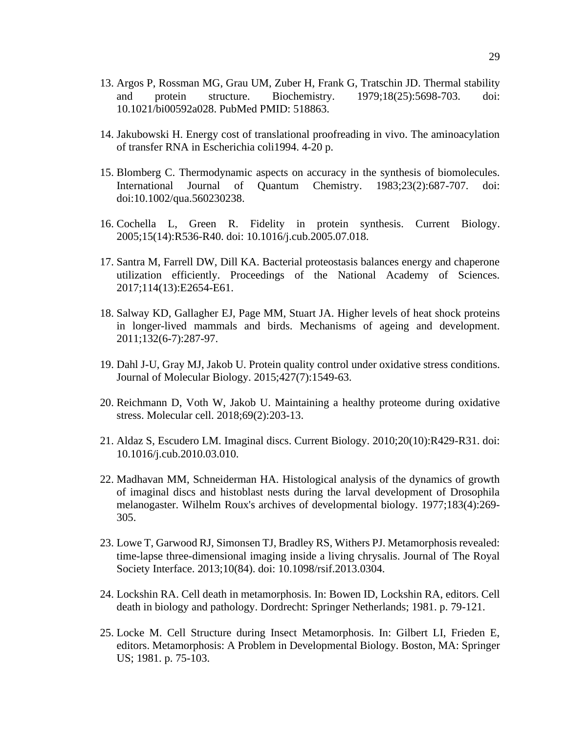13. Argos P, Rossman MG, Grau UM, Zuber H, Frank G, Tratschin JD. Thermal stability and protein structure. Biochemistry. 1979;18(25):5698-703. doi: 10.1021/bi00592a028. PubMed PMID: 518863.

14. Jakubowski H. Energy cost of translational proofreading in vivo. The aminoacylation of transfer RNA in Escherichia coli1994. 4-20 p.

15. Blomberg C. Thermodynamic aspects on accuracy in the synthesis of biomolecules. International Journal of Quantum Chemistry. 1983;23(2):687-707. doi: doi:10.1002/qua.560230238.

16. Cochella L, Green R. Fidelity in protein synthesis. Current Biology. 2005;15(14):R536-R40. doi: 10.1016/j.cub.2005.07.018.

17. Santra M, Farrell DW, Dill KA. Bacterial proteostasis balances energy and chaperone utilization efficiently. Proceedings of the National Academy of Sciences. 2017;114(13):E2654-E61.

18. Salway KD, Gallagher EJ, Page MM, Stuart JA. Higher levels of heat shock proteins in longer-lived mammals and birds. Mechanisms of ageing and development. 2011;132(6-7):287-97.

19. Dahl J-U, Gray MJ, Jakob U. Protein quality control under oxidative stress conditions. Journal of Molecular Biology. 2015;427(7):1549-63.

20. Reichmann D, Voth W, Jakob U. Maintaining a healthy proteome during oxidative stress. Molecular cell. 2018;69(2):203-13.

21. Aldaz S, Escudero LM. Imaginal discs. Current Biology. 2010;20(10):R429-R31. doi: 10.1016/j.cub.2010.03.010.

22. Madhavan MM, Schneiderman HA. Histological analysis of the dynamics of growth of imaginal discs and histoblast nests during the larval development of Drosophila melanogaster. Wilhelm Roux's archives of developmental biology. 1977;183(4):269-305.

23. Lowe T, Garwood RJ, Simonsen TJ, Bradley RS, Withers PJ. Metamorphosis revealed: time-lapse three-dimensional imaging inside a living chrysalis. Journal of The Royal Society Interface. 2013;10(84). doi: 10.1098/rsif.2013.0304.

24. Lockshin RA. Cell death in metamorphosis. In: Bowen ID, Lockshin RA, editors. Cell death in biology and pathology. Dordrecht: Springer Netherlands; 1981. p. 79-121.

25. Locke M. Cell Structure during Insect Metamorphosis. In: Gilbert LI, Frieden E, editors. Metamorphosis: A Problem in Developmental Biology. Boston, MA: Springer US; 1981. p. 75-103.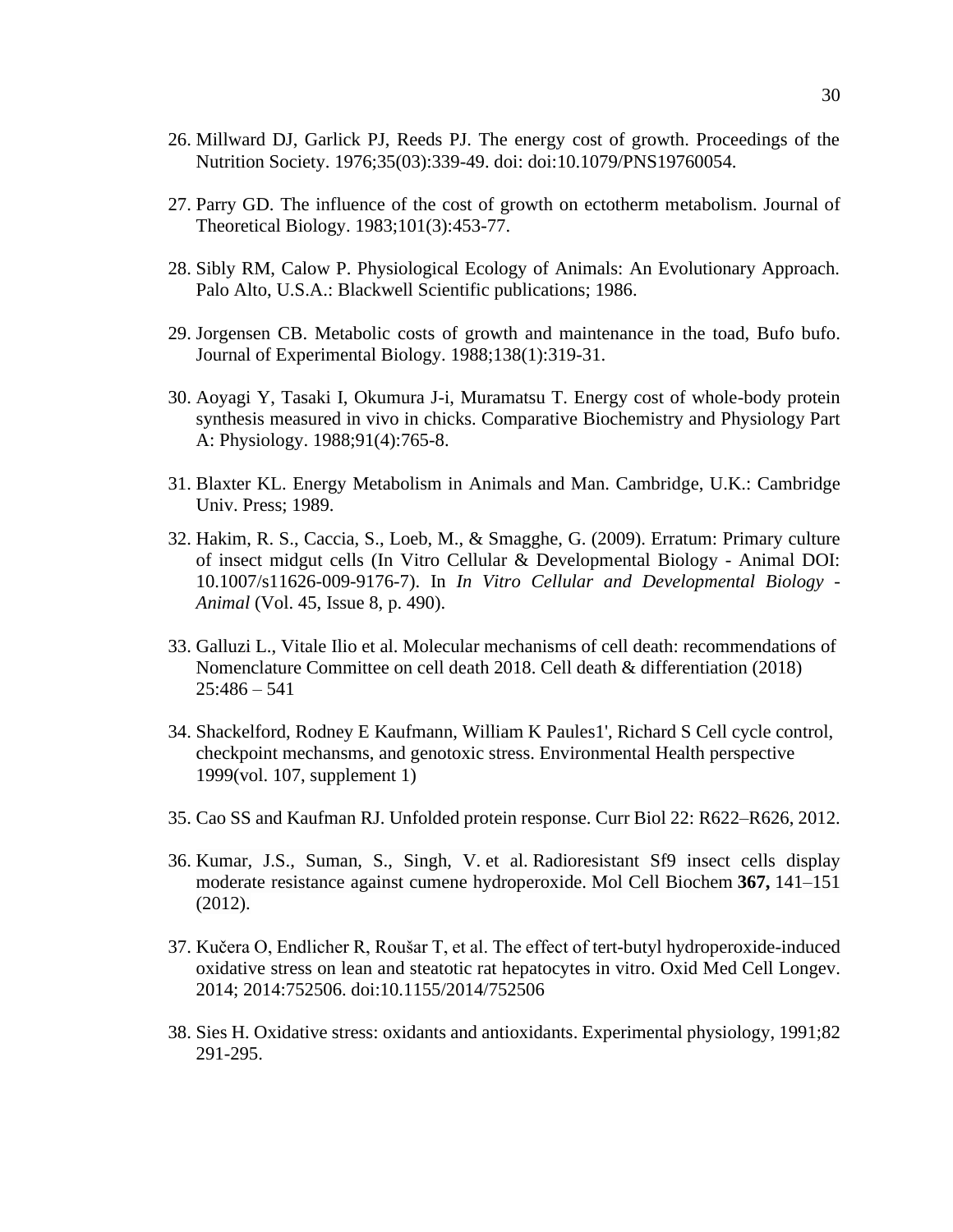26. Millward DJ, Garlick PJ, Reeds PJ. The energy cost of growth. Proceedings of the Nutrition Society. 1976;35(03):339-49. doi: doi:10.1079/PNS19760054.

27. Parry GD. The influence of the cost of growth on ectotherm metabolism. Journal of Theoretical Biology. 1983;101(3):453-77.

28. Sibly RM, Calow P. Physiological Ecology of Animals: An Evolutionary Approach. Palo Alto, U.S.A.: Blackwell Scientific publications; 1986.

29. Jorgensen CB. Metabolic costs of growth and maintenance in the toad, Bufo bufo. Journal of Experimental Biology. 1988;138(1):319-31.

30. Aoyagi Y, Tasaki I, Okumura J-i, Muramatsu T. Energy cost of whole-body protein synthesis measured in vivo in chicks. Comparative Biochemistry and Physiology Part A: Physiology. 1988;91(4):765-8.

31. Blaxter KL. Energy Metabolism in Animals and Man. Cambridge, U.K.: Cambridge Univ. Press; 1989.

32. Hakim, R. S., Caccia, S., Loeb, M., & Smagghe, G. (2009). Erratum: Primary culture of insect midgut cells (In Vitro Cellular & Developmental Biology - Animal DOI: 10.1007/s11626-009-9176-7). In *In Vitro Cellular and Developmental Biology - Animal* (Vol. 45, Issue 8, p. 490).

33. Galluzi L., Vitale Ilio et al. Molecular mechanisms of cell death: recommendations of Nomenclature Committee on cell death 2018. Cell death & differentiation (2018) 25:486 – 541

34. Shackelford, Rodney E Kaufmann, William K Paules1', Richard S Cell cycle control, checkpoint mechansms, and genotoxic stress. Environmental Health perspective 1999(vol. 107, supplement 1)

35. Cao SS and Kaufman RJ. Unfolded protein response. Curr Biol 22: R622–R626, 2012.

36. Kumar, J.S., Suman, S., Singh, V. et al. Radioresistant Sf9 insect cells display moderate resistance against cumene hydroperoxide. Mol Cell Biochem **367,** 141–151 (2012).

37. Kučera O, Endlicher R, Roušar T, et al. The effect of tert-butyl hydroperoxide-induced oxidative stress on lean and steatotic rat hepatocytes in vitro. Oxid Med Cell Longev. 2014; 2014:752506. doi:10.1155/2014/752506

38. Sies H. Oxidative stress: oxidants and antioxidants. Experimental physiology, 1991;82 291-295.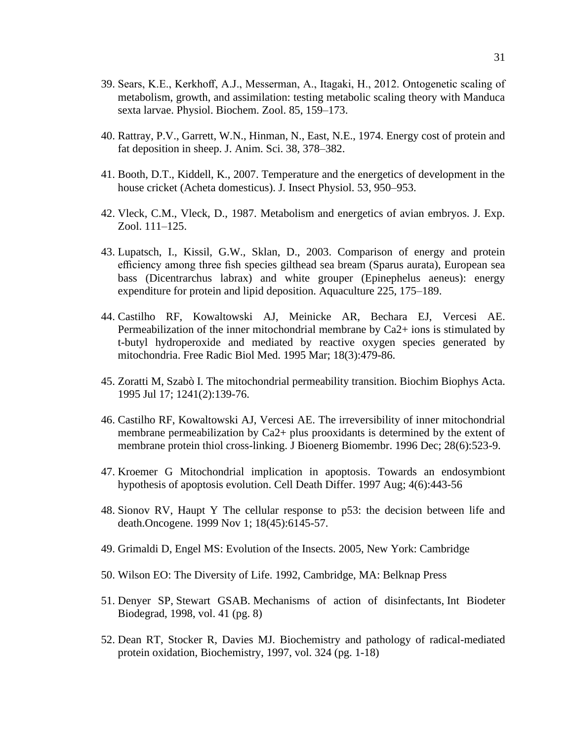39. Sears, K.E., Kerkhoff, A.J., Messerman, A., Itagaki, H., 2012. Ontogenetic scaling of metabolism, growth, and assimilation: testing metabolic scaling theory with Manduca sexta larvae. Physiol. Biochem. Zool. 85, 159–173.

40. Rattray, P.V., Garrett, W.N., Hinman, N., East, N.E., 1974. Energy cost of protein and fat deposition in sheep. J. Anim. Sci. 38, 378–382.

41. Booth, D.T., Kiddell, K., 2007. Temperature and the energetics of development in the house cricket (Acheta domesticus). J. Insect Physiol. 53, 950–953.

42. Vleck, C.M., Vleck, D., 1987. Metabolism and energetics of avian embryos. J. Exp. Zool. 111–125.

43. Lupatsch, I., Kissil, G.W., Sklan, D., 2003. Comparison of energy and protein efficiency among three fish species gilthead sea bream (Sparus aurata), European sea bass (Dicentrarchus labrax) and white grouper (Epinephelus aeneus): energy expenditure for protein and lipid deposition. Aquaculture 225, 175–189.

44. Castilho RF, Kowaltowski AJ, Meinicke AR, Bechara EJ, Vercesi AE. Permeabilization of the inner mitochondrial membrane by Ca2+ ions is stimulated by t-butyl hydroperoxide and mediated by reactive oxygen species generated by mitochondria. Free Radic Biol Med. 1995 Mar; 18(3):479-86.

45. Zoratti M, Szabò I. The mitochondrial permeability transition. Biochim Biophys Acta. 1995 Jul 17; 1241(2):139-76.

46. Castilho RF, Kowaltowski AJ, Vercesi AE. The irreversibility of inner mitochondrial membrane permeabilization by Ca2+ plus prooxidants is determined by the extent of membrane protein thiol cross-linking. J Bioenerg Biomembr. 1996 Dec; 28(6):523-9.

47. Kroemer G Mitochondrial implication in apoptosis. Towards an endosymbiont hypothesis of apoptosis evolution. Cell Death Differ. 1997 Aug; 4(6):443-56

48. Sionov RV, Haupt Y The cellular response to p53: the decision between life and death.Oncogene. 1999 Nov 1; 18(45):6145-57.

49. Grimaldi D, Engel MS: Evolution of the Insects. 2005, New York: Cambridge

50. Wilson EO: The Diversity of Life. 1992, Cambridge, MA: Belknap Press

51. Denyer SP, Stewart GSAB. Mechanisms of action of disinfectants, Int Biodeter Biodegrad, 1998, vol. 41 (pg. 8)

52. Dean RT, Stocker R, Davies MJ. Biochemistry and pathology of radical-mediated protein oxidation, Biochemistry, 1997, vol. 324 (pg. 1-18)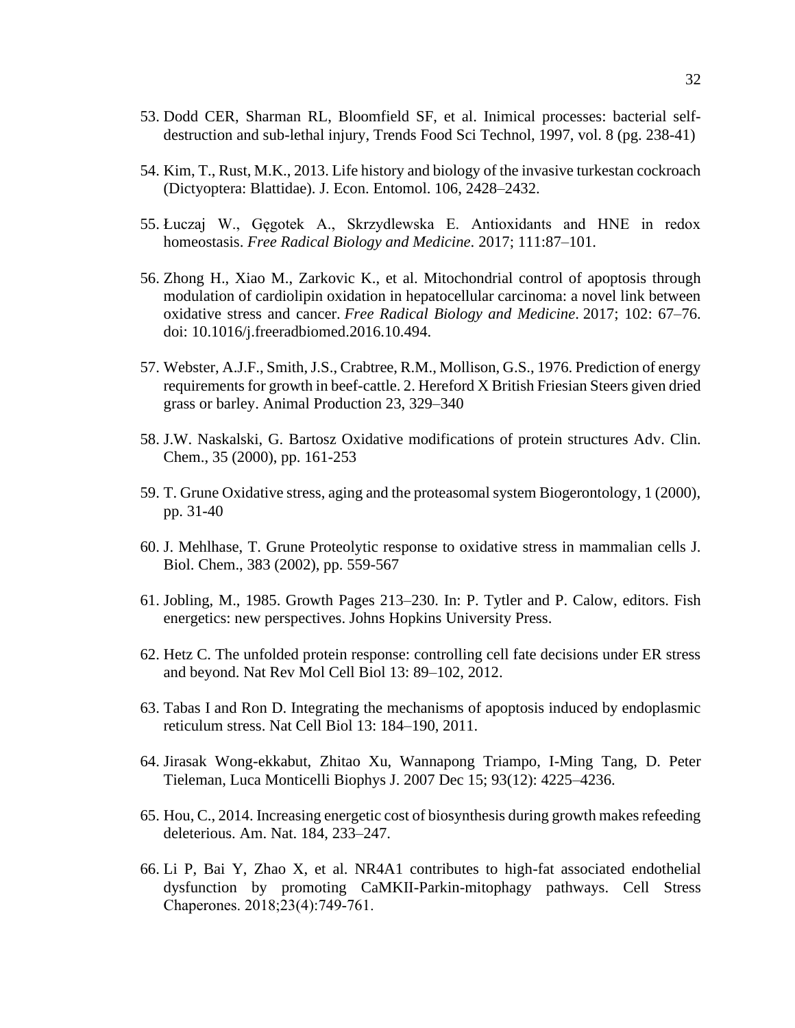53. Dodd CER, Sharman RL, Bloomfield SF, et al. Inimical processes: bacterial self-destruction and sub-lethal injury, Trends Food Sci Technol, 1997, vol. 8 (pg. 238-41)

54. Kim, T., Rust, M.K., 2013. Life history and biology of the invasive turkestan cockroach (Dictyoptera: Blattidae). J. Econ. Entomol. 106, 2428–2432.

55. Łuczaj W., Gęgotek A., Skrzydlewska E. Antioxidants and HNE in redox homeostasis. *Free Radical Biology and Medicine*. 2017; 111:87–101.

56. Zhong H., Xiao M., Zarkovic K., et al. Mitochondrial control of apoptosis through modulation of cardiolipin oxidation in hepatocellular carcinoma: a novel link between oxidative stress and cancer. *Free Radical Biology and Medicine*. 2017; 102: 67–76. doi: 10.1016/j.freeradbiomed.2016.10.494.

57. Webster, A.J.F., Smith, J.S., Crabtree, R.M., Mollison, G.S., 1976. Prediction of energy requirements for growth in beef-cattle. 2. Hereford X British Friesian Steers given dried grass or barley. Animal Production 23, 329–340

58. J.W. Naskalski, G. Bartosz Oxidative modifications of protein structures Adv. Clin. Chem., 35 (2000), pp. 161-253

59. T. Grune Oxidative stress, aging and the proteasomal system Biogerontology, 1 (2000), pp. 31-40

60. J. Mehlhase, T. Grune Proteolytic response to oxidative stress in mammalian cells J. Biol. Chem., 383 (2002), pp. 559-567

61. Jobling, M., 1985. Growth Pages 213–230. In: P. Tytler and P. Calow, editors. Fish energetics: new perspectives. Johns Hopkins University Press.

62. Hetz C. The unfolded protein response: controlling cell fate decisions under ER stress and beyond. Nat Rev Mol Cell Biol 13: 89–102, 2012.

63. Tabas I and Ron D. Integrating the mechanisms of apoptosis induced by endoplasmic reticulum stress. Nat Cell Biol 13: 184–190, 2011.

64. Jirasak Wong-ekkabut, Zhitao Xu, Wannapong Triampo, I-Ming Tang, D. Peter Tieleman, Luca Monticelli Biophys J. 2007 Dec 15; 93(12): 4225–4236.

65. Hou, C., 2014. Increasing energetic cost of biosynthesis during growth makes refeeding deleterious. Am. Nat. 184, 233–247.

66. Li P, Bai Y, Zhao X, et al. NR4A1 contributes to high-fat associated endothelial dysfunction by promoting CaMKII-Parkin-mitophagy pathways. Cell Stress Chaperones. 2018;23(4):749-761.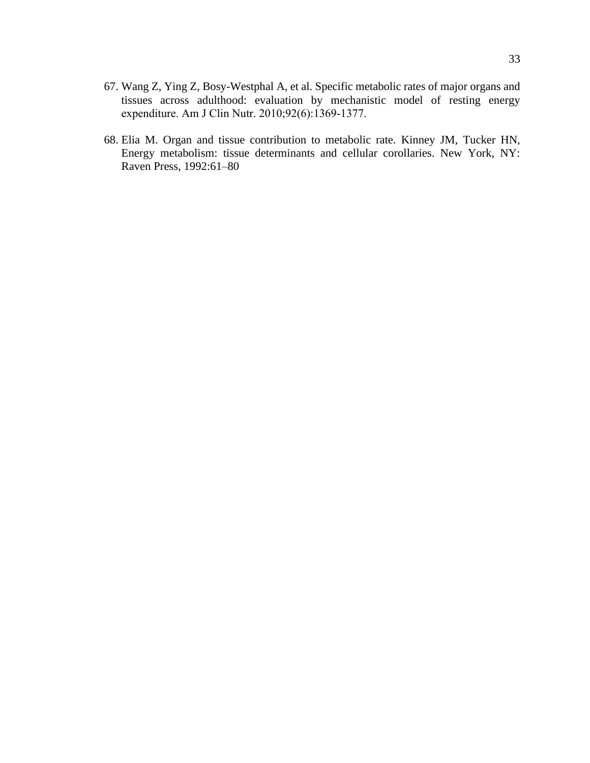67. Wang Z, Ying Z, Bosy-Westphal A, et al. Specific metabolic rates of major organs and tissues across adulthood: evaluation by mechanistic model of resting energy expenditure. Am J Clin Nutr. 2010;92(6):1369-1377.

68. Elia M. Organ and tissue contribution to metabolic rate. Kinney JM, Tucker HN, Energy metabolism: tissue determinants and cellular corollaries. New York, NY: Raven Press, 1992:61–80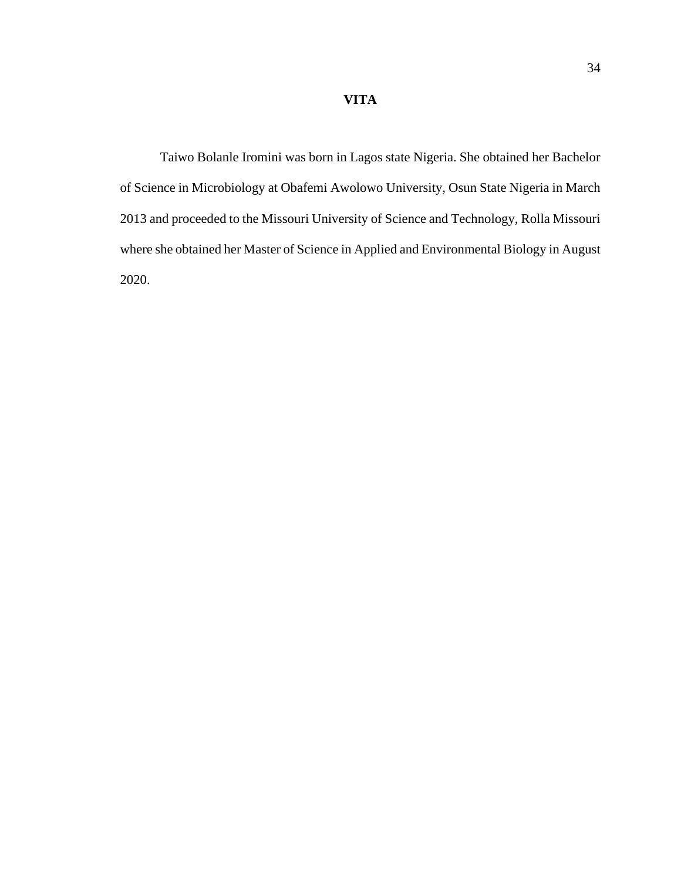# VITA

Taiwo Bolanle Iromini was born in Lagos state Nigeria. She obtained her Bachelor of Science in Microbiology at Obafemi Awolowo University, Osun State Nigeria in March 2013 and proceeded to the Missouri University of Science and Technology, Rolla Missouri where she obtained her Master of Science in Applied and Environmental Biology in August 2020.